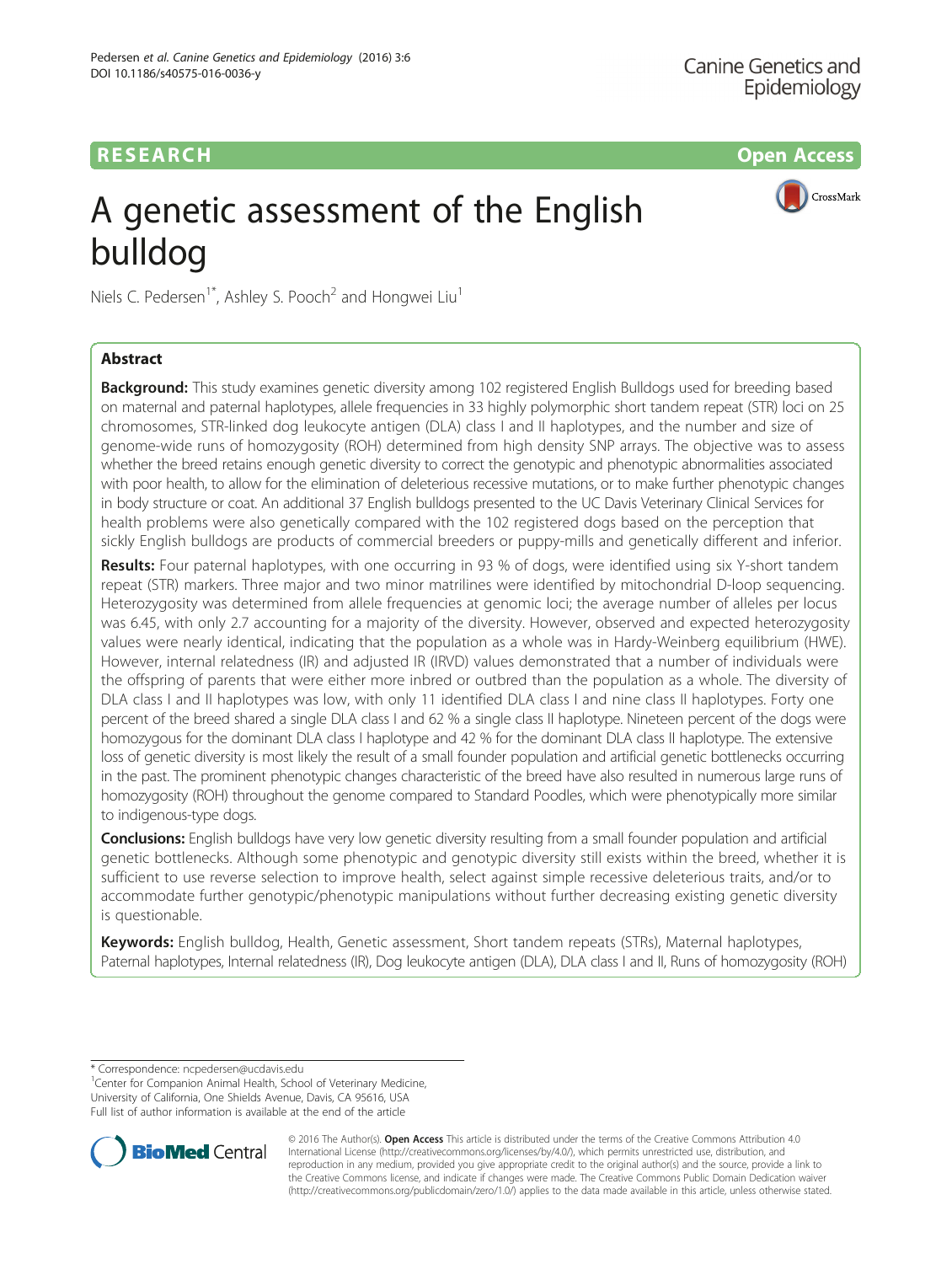# A genetic assessment of the English bulldog

Niels C. Pedersen[1*], Ashley S. Pooch[2] and Hongwei Liu[1]

## Abstract

**Background:** This study examines genetic diversity among 102 registered English Bulldogs used for breeding based on maternal and paternal haplotypes, allele frequencies in 33 highly polymorphic short tandem repeat (STR) loci on 25 chromosomes, STR-linked dog leukocyte antigen (DLA) class I and II haplotypes, and the number and size of genome-wide runs of homozygosity (ROH) determined from high density SNP arrays. The objective was to assess whether the breed retains enough genetic diversity to correct the genotypic and phenotypic abnormalities associated with poor health, to allow for the elimination of deleterious recessive mutations, or to make further phenotypic changes in body structure or coat. An additional 37 English bulldogs presented to the UC Davis Veterinary Clinical Services for health problems were also genetically compared with the 102 registered dogs based on the perception that sickly English bulldogs are products of commercial breeders or puppy-mills and genetically different and inferior.

**Results:** Four paternal haplotypes, with one occurring in 93 % of dogs, were identified using six Y-short tandem repeat (STR) markers. Three major and two minor matrilines were identified by mitochondrial D-loop sequencing. Heterozygosity was determined from allele frequencies at genomic loci; the average number of alleles per locus was 6.45, with only 2.7 accounting for a majority of the diversity. However, observed and expected heterozygosity values were nearly identical, indicating that the population as a whole was in Hardy-Weinberg equilibrium (HWE). However, internal relatedness (IR) and adjusted IR (IRVD) values demonstrated that a number of individuals were the offspring of parents that were either more inbred or outbred than the population as a whole. The diversity of DLA class I and II haplotypes was low, with only 11 identified DLA class I and nine class II haplotypes. Forty one percent of the breed shared a single DLA class I and 62 % a single class II haplotype. Nineteen percent of the dogs were homozygous for the dominant DLA class I haplotype and 42 % for the dominant DLA class II haplotype. The extensive loss of genetic diversity is most likely the result of a small founder population and artificial genetic bottlenecks occurring in the past. The prominent phenotypic changes characteristic of the breed have also resulted in numerous large runs of homozygosity (ROH) throughout the genome compared to Standard Poodles, which were phenotypically more similar to indigenous-type dogs.

**Conclusions:** English bulldogs have very low genetic diversity resulting from a small founder population and artificial genetic bottlenecks. Although some phenotypic and genotypic diversity still exists within the breed, whether it is sufficient to use reverse selection to improve health, select against simple recessive deleterious traits, and/or to accommodate further genotypic/phenotypic manipulations without further decreasing existing genetic diversity is questionable.

**Keywords:** English bulldog, Health, Genetic assessment, Short tandem repeats (STRs), Maternal haplotypes, Paternal haplotypes, Internal relatedness (IR), Dog leukocyte antigen (DLA), DLA class I and II, Runs of homozygosity (ROH)

---

* Correspondence: ncpedersen@ucdavis.edu
[1]Center for Companion Animal Health, School of Veterinary Medicine, University of California, One Shields Avenue, Davis, CA 95616, USA
Full list of author information is available at the end of the article

© 2016 The Author(s). **Open Access** This article is distributed under the terms of the Creative Commons Attribution 4.0 International License (http://creativecommons.org/licenses/by/4.0/), which permits unrestricted use, distribution, and reproduction in any medium, provided you give appropriate credit to the original author(s) and the source, provide a link to the Creative Commons license, and indicate if changes were made. The Creative Commons Public Domain Dedication waiver (http://creativecommons.org/publicdomain/zero/1.0/) applies to the data made available in this article, unless otherwise stated.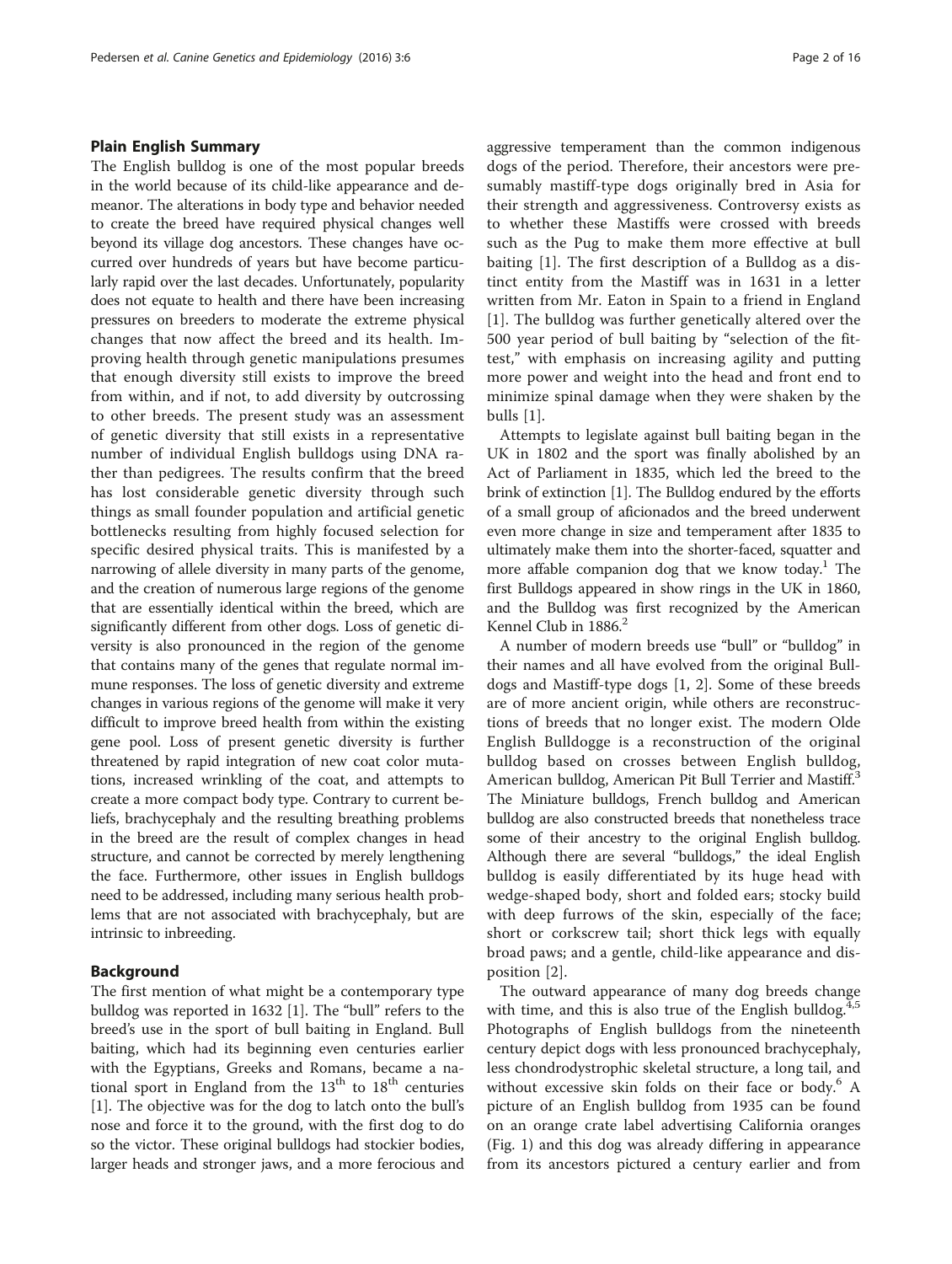## Plain English Summary

The English bulldog is one of the most popular breeds in the world because of its child-like appearance and demeanor. The alterations in body type and behavior needed to create the breed have required physical changes well beyond its village dog ancestors. These changes have occurred over hundreds of years but have become particularly rapid over the last decades. Unfortunately, popularity does not equate to health and there have been increasing pressures on breeders to moderate the extreme physical changes that now affect the breed and its health. Improving health through genetic manipulations presumes that enough diversity still exists to improve the breed from within, and if not, to add diversity by outcrossing to other breeds. The present study was an assessment of genetic diversity that still exists in a representative number of individual English bulldogs using DNA rather than pedigrees. The results confirm that the breed has lost considerable genetic diversity through such things as small founder population and artificial genetic bottlenecks resulting from highly focused selection for specific desired physical traits. This is manifested by a narrowing of allele diversity in many parts of the genome, and the creation of numerous large regions of the genome that are essentially identical within the breed, which are significantly different from other dogs. Loss of genetic diversity is also pronounced in the region of the genome that contains many of the genes that regulate normal immune responses. The loss of genetic diversity and extreme changes in various regions of the genome will make it very difficult to improve breed health from within the existing gene pool. Loss of present genetic diversity is further threatened by rapid integration of new coat color mutations, increased wrinkling of the coat, and attempts to create a more compact body type. Contrary to current beliefs, brachycephaly and the resulting breathing problems in the breed are the result of complex changes in head structure, and cannot be corrected by merely lengthening the face. Furthermore, other issues in English bulldogs need to be addressed, including many serious health problems that are not associated with brachycephaly, but are intrinsic to inbreeding.

## Background

The first mention of what might be a contemporary type bulldog was reported in 1632 [1]. The "bull" refers to the breed's use in the sport of bull baiting in England. Bull baiting, which had its beginning even centuries earlier with the Egyptians, Greeks and Romans, became a national sport in England from the 13th to 18th centuries [1]. The objective was for the dog to latch onto the bull's nose and force it to the ground, with the first dog to do so the victor. These original bulldogs had stockier bodies, larger heads and stronger jaws, and a more ferocious and aggressive temperament than the common indigenous dogs of the period. Therefore, their ancestors were presumably mastiff-type dogs originally bred in Asia for their strength and aggressiveness. Controversy exists as to whether these Mastiffs were crossed with breeds such as the Pug to make them more effective at bull baiting [1]. The first description of a Bulldog as a distinct entity from the Mastiff was in 1631 in a letter written from Mr. Eaton in Spain to a friend in England [1]. The bulldog was further genetically altered over the 500 year period of bull baiting by "selection of the fittest," with emphasis on increasing agility and putting more power and weight into the head and front end to minimize spinal damage when they were shaken by the bulls [1].

Attempts to legislate against bull baiting began in the UK in 1802 and the sport was finally abolished by an Act of Parliament in 1835, which led the breed to the brink of extinction [1]. The Bulldog endured by the efforts of a small group of aficionados and the breed underwent even more change in size and temperament after 1835 to ultimately make them into the shorter-faced, squatter and more affable companion dog that we know today.[1] The first Bulldogs appeared in show rings in the UK in 1860, and the Bulldog was first recognized by the American Kennel Club in 1886.[2]

A number of modern breeds use "bull" or "bulldog" in their names and all have evolved from the original Bulldogs and Mastiff-type dogs [1, 2]. Some of these breeds are of more ancient origin, while others are reconstructions of breeds that no longer exist. The modern Olde English Bulldogge is a reconstruction of the original bulldog based on crosses between English bulldog, American bulldog, American Pit Bull Terrier and Mastiff.[3] The Miniature bulldogs, French bulldog and American bulldog are also constructed breeds that nonetheless trace some of their ancestry to the original English bulldog. Although there are several "bulldogs," the ideal English bulldog is easily differentiated by its huge head with wedge-shaped body, short and folded ears; stocky build with deep furrows of the skin, especially of the face; short or corkscrew tail; short thick legs with equally broad paws; and a gentle, child-like appearance and disposition [2].

The outward appearance of many dog breeds change with time, and this is also true of the English bulldog.[4,5] Photographs of English bulldogs from the nineteenth century depict dogs with less pronounced brachycephaly, less chondrodystrophic skeletal structure, a long tail, and without excessive skin folds on their face or body.[6] A picture of an English bulldog from 1935 can be found on an orange crate label advertising California oranges (Fig. 1) and this dog was already differing in appearance from its ancestors pictured a century earlier and from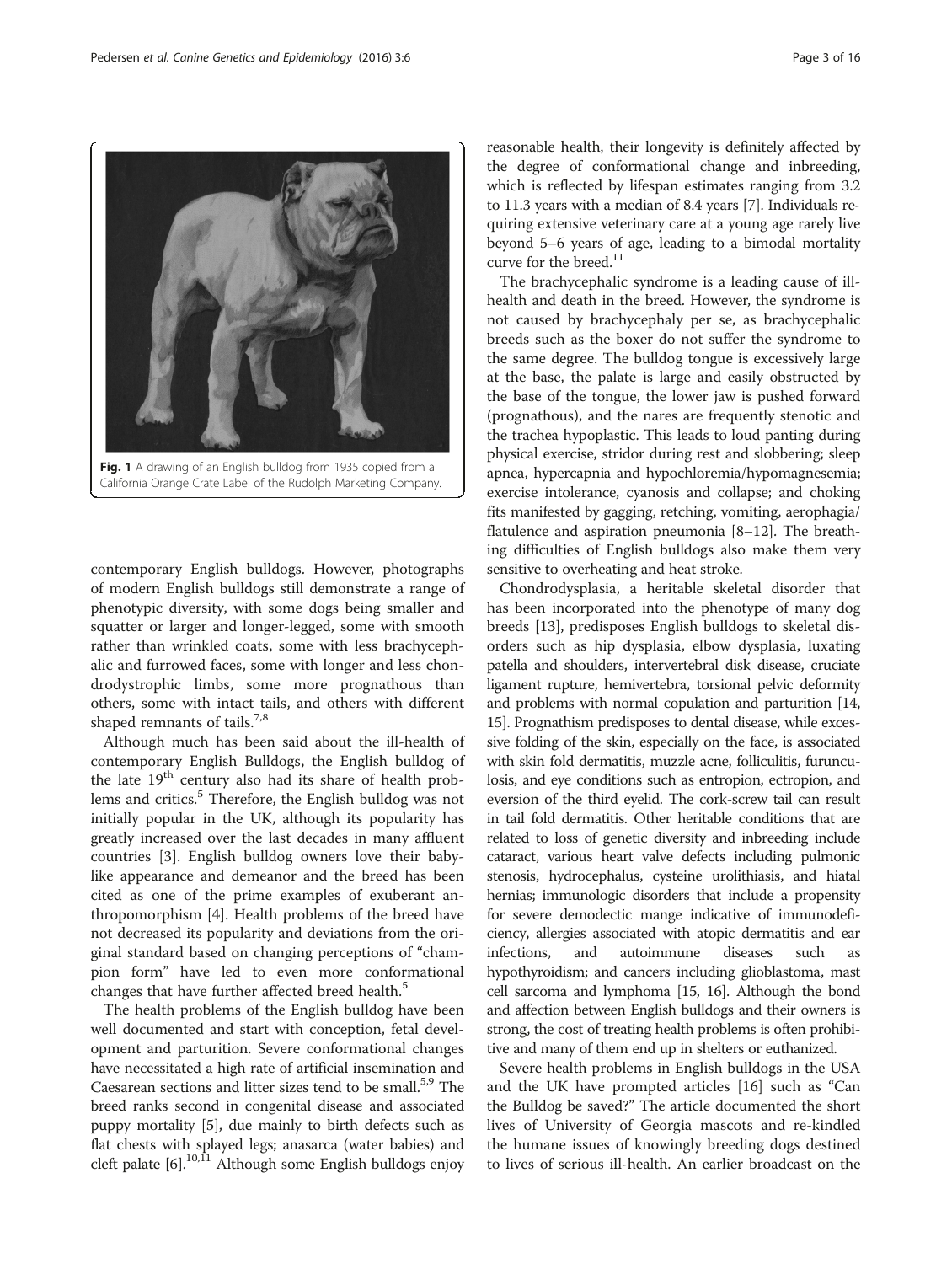Fig. 1 A drawing of an English bulldog from 1935 copied from a California Orange Crate Label of the Rudolph Marketing Company.

contemporary English bulldogs. However, photographs of modern English bulldogs still demonstrate a range of phenotypic diversity, with some dogs being smaller and squatter or larger and longer-legged, some with smooth rather than wrinkled coats, some with less brachycephalic and furrowed faces, some with longer and less chondrodystrophic limbs, some more prognathous than others, some with intact tails, and others with different shaped remnants of tails.[7,8]

Although much has been said about the ill-health of contemporary English Bulldogs, the English bulldog of the late 19th century also had its share of health problems and critics.[5] Therefore, the English bulldog was not initially popular in the UK, although its popularity has greatly increased over the last decades in many affluent countries [3]. English bulldog owners love their baby-like appearance and demeanor and the breed has been cited as one of the prime examples of exuberant anthropomorphism [4]. Health problems of the breed have not decreased its popularity and deviations from the original standard based on changing perceptions of "champion form" have led to even more conformational changes that have further affected breed health.[5]

The health problems of the English bulldog have been well documented and start with conception, fetal development and parturition. Severe conformational changes have necessitated a high rate of artificial insemination and Caesarean sections and litter sizes tend to be small.[5,9] The breed ranks second in congenital disease and associated puppy mortality [5], due mainly to birth defects such as flat chests with splayed legs; anasarca (water babies) and cleft palate [6].[10,11] Although some English bulldogs enjoy reasonable health, their longevity is definitely affected by the degree of conformational change and inbreeding, which is reflected by lifespan estimates ranging from 3.2 to 11.3 years with a median of 8.4 years [7]. Individuals requiring extensive veterinary care at a young age rarely live beyond 5–6 years of age, leading to a bimodal mortality curve for the breed.[11]

The brachycephalic syndrome is a leading cause of ill-health and death in the breed. However, the syndrome is not caused by brachycephaly per se, as brachycephalic breeds such as the boxer do not suffer the syndrome to the same degree. The bulldog tongue is excessively large at the base, the palate is large and easily obstructed by the base of the tongue, the lower jaw is pushed forward (prognathous), and the nares are frequently stenotic and the trachea hypoplastic. This leads to loud panting during physical exercise, stridor during rest and slobbering; sleep apnea, hypercapnia and hypochloremia/hypomagnesemia; exercise intolerance, cyanosis and collapse; and choking fits manifested by gagging, retching, vomiting, aerophagia/flatulence and aspiration pneumonia [8–12]. The breathing difficulties of English bulldogs also make them very sensitive to overheating and heat stroke.

Chondrodysplasia, a heritable skeletal disorder that has been incorporated into the phenotype of many dog breeds [13], predisposes English bulldogs to skeletal disorders such as hip dysplasia, elbow dysplasia, luxating patella and shoulders, intervertebral disk disease, cruciate ligament rupture, hemivertebra, torsional pelvic deformity and problems with normal copulation and parturition [14, 15]. Prognathism predisposes to dental disease, while excessive folding of the skin, especially on the face, is associated with skin fold dermatitis, muzzle acne, folliculitis, furunculosis, and eye conditions such as entropion, ectropion, and eversion of the third eyelid. The cork-screw tail can result in tail fold dermatitis. Other heritable conditions that are related to loss of genetic diversity and inbreeding include cataract, various heart valve defects including pulmonic stenosis, hydrocephalus, cysteine urolithiasis, and hiatal hernias; immunologic disorders that include a propensity for severe demodectic mange indicative of immunodeficiency, allergies associated with atopic dermatitis and ear infections, and autoimmune diseases such as hypothyroidism; and cancers including glioblastoma, mast cell sarcoma and lymphoma [15, 16]. Although the bond and affection between English bulldogs and their owners is strong, the cost of treating health problems is often prohibitive and many of them end up in shelters or euthanized.

Severe health problems in English bulldogs in the USA and the UK have prompted articles [16] such as "Can the Bulldog be saved?" The article documented the short lives of University of Georgia mascots and re-kindled the humane issues of knowingly breeding dogs destined to lives of serious ill-health. An earlier broadcast on the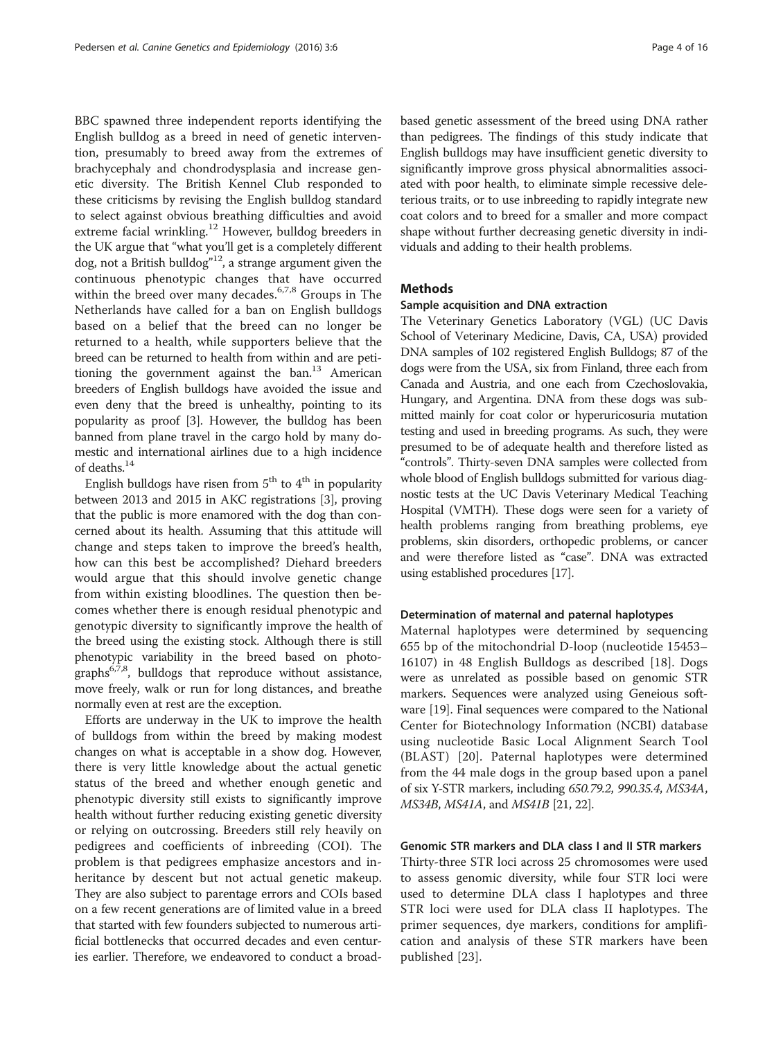BBC spawned three independent reports identifying the English bulldog as a breed in need of genetic intervention, presumably to breed away from the extremes of brachycephaly and chondrodysplasia and increase genetic diversity. The British Kennel Club responded to these criticisms by revising the English bulldog standard to select against obvious breathing difficulties and avoid extreme facial wrinkling.[12] However, bulldog breeders in the UK argue that "what you'll get is a completely different dog, not a British bulldog"[12], a strange argument given the continuous phenotypic changes that have occurred within the breed over many decades.[6,7,8] Groups in The Netherlands have called for a ban on English bulldogs based on a belief that the breed can no longer be returned to a health, while supporters believe that the breed can be returned to health from within and are petitioning the government against the ban.[13] American breeders of English bulldogs have avoided the issue and even deny that the breed is unhealthy, pointing to its popularity as proof [3]. However, the bulldog has been banned from plane travel in the cargo hold by many domestic and international airlines due to a high incidence of deaths.[14]

English bulldogs have risen from 5th to 4th in popularity between 2013 and 2015 in AKC registrations [3], proving that the public is more enamored with the dog than concerned about its health. Assuming that this attitude will change and steps taken to improve the breed's health, how can this best be accomplished? Diehard breeders would argue that this should involve genetic change from within existing bloodlines. The question then becomes whether there is enough residual phenotypic and genotypic diversity to significantly improve the health of the breed using the existing stock. Although there is still phenotypic variability in the breed based on photographs[6,7,8], bulldogs that reproduce without assistance, move freely, walk or run for long distances, and breathe normally even at rest are the exception.

Efforts are underway in the UK to improve the health of bulldogs from within the breed by making modest changes on what is acceptable in a show dog. However, there is very little knowledge about the actual genetic status of the breed and whether enough genetic and phenotypic diversity still exists to significantly improve health without further reducing existing genetic diversity or relying on outcrossing. Breeders still rely heavily on pedigrees and coefficients of inbreeding (COI). The problem is that pedigrees emphasize ancestors and inheritance by descent but not actual genetic makeup. They are also subject to parentage errors and COIs based on a few recent generations are of limited value in a breed that started with few founders subjected to numerous artificial bottlenecks that occurred decades and even centuries earlier. Therefore, we endeavored to conduct a broad-based genetic assessment of the breed using DNA rather than pedigrees. The findings of this study indicate that English bulldogs may have insufficient genetic diversity to significantly improve gross physical abnormalities associated with poor health, to eliminate simple recessive deleterious traits, or to use inbreeding to rapidly integrate new coat colors and to breed for a smaller and more compact shape without further decreasing genetic diversity in individuals and adding to their health problems.

## Methods

### Sample acquisition and DNA extraction

The Veterinary Genetics Laboratory (VGL) (UC Davis School of Veterinary Medicine, Davis, CA, USA) provided DNA samples of 102 registered English Bulldogs; 87 of the dogs were from the USA, six from Finland, three each from Canada and Austria, and one each from Czechoslovakia, Hungary, and Argentina. DNA from these dogs was submitted mainly for coat color or hyperuricosuria mutation testing and used in breeding programs. As such, they were presumed to be of adequate health and therefore listed as "controls". Thirty-seven DNA samples were collected from whole blood of English bulldogs submitted for various diagnostic tests at the UC Davis Veterinary Medical Teaching Hospital (VMTH). These dogs were seen for a variety of health problems ranging from breathing problems, eye problems, skin disorders, orthopedic problems, or cancer and were therefore listed as "case". DNA was extracted using established procedures [17].

### Determination of maternal and paternal haplotypes

Maternal haplotypes were determined by sequencing 655 bp of the mitochondrial D-loop (nucleotide 15453–16107) in 48 English Bulldogs as described [18]. Dogs were as unrelated as possible based on genomic STR markers. Sequences were analyzed using Geneious software [19]. Final sequences were compared to the National Center for Biotechnology Information (NCBI) database using nucleotide Basic Local Alignment Search Tool (BLAST) [20]. Paternal haplotypes were determined from the 44 male dogs in the group based upon a panel of six Y-STR markers, including *650.79.2*, *990.35.4*, *MS34A*, *MS34B*, *MS41A*, and *MS41B* [21, 22].

### Genomic STR markers and DLA class I and II STR markers

Thirty-three STR loci across 25 chromosomes were used to assess genomic diversity, while four STR loci were used to determine DLA class I haplotypes and three STR loci were used for DLA class II haplotypes. The primer sequences, dye markers, conditions for amplification and analysis of these STR markers have been published [23].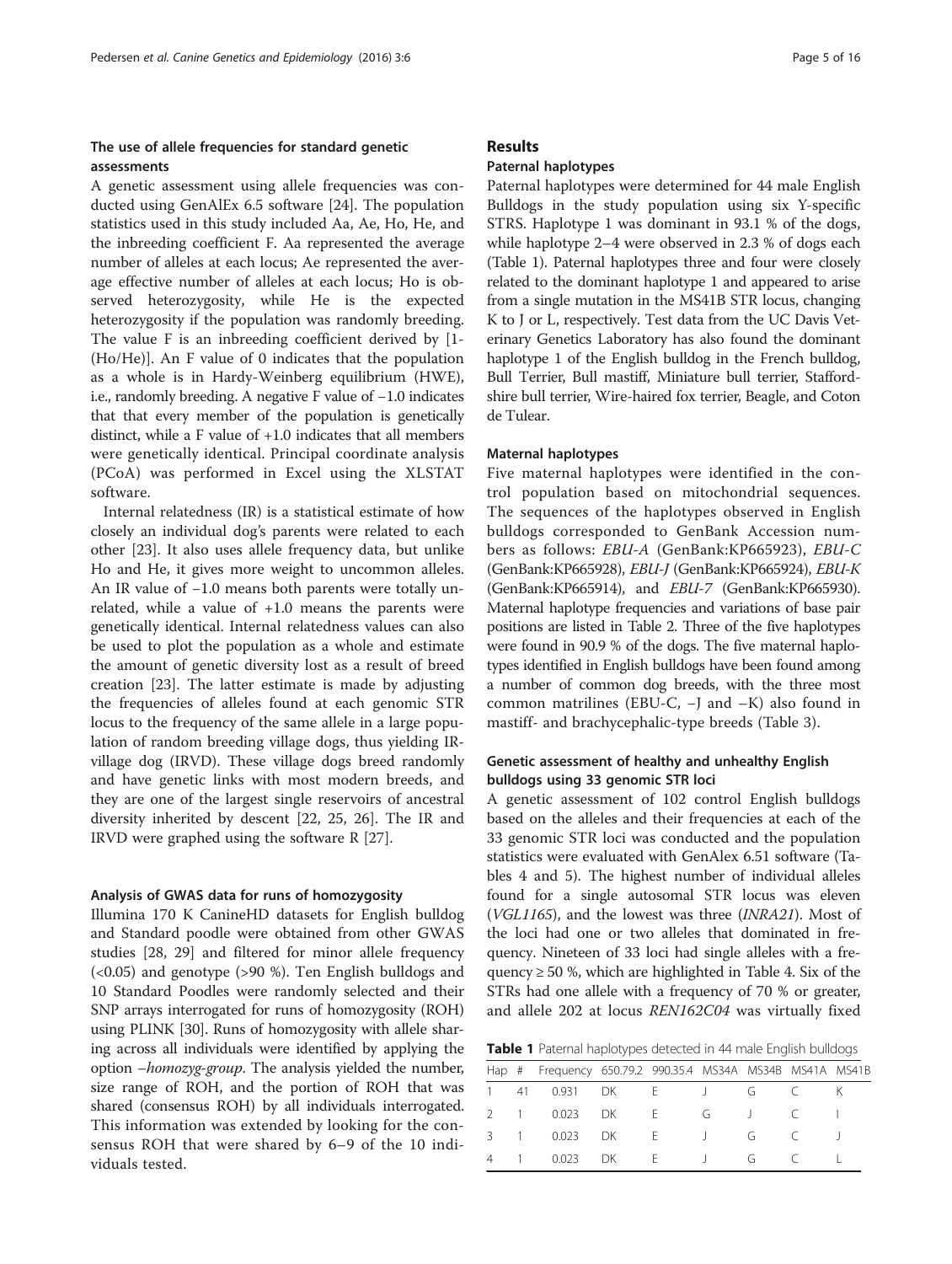### The use of allele frequencies for standard genetic assessments

A genetic assessment using allele frequencies was conducted using GenAlEx 6.5 software [24]. The population statistics used in this study included Aa, Ae, Ho, He, and the inbreeding coefficient F. Aa represented the average number of alleles at each locus; Ae represented the average effective number of alleles at each locus; Ho is observed heterozygosity, while He is the expected heterozygosity if the population was randomly breeding. The value F is an inbreeding coefficient derived by [1-(Ho/He)]. An F value of 0 indicates that the population as a whole is in Hardy-Weinberg equilibrium (HWE), i.e., randomly breeding. A negative F value of −1.0 indicates that that every member of the population is genetically distinct, while a F value of +1.0 indicates that all members were genetically identical. Principal coordinate analysis (PCoA) was performed in Excel using the XLSTAT software.

Internal relatedness (IR) is a statistical estimate of how closely an individual dog's parents were related to each other [23]. It also uses allele frequency data, but unlike Ho and He, it gives more weight to uncommon alleles. An IR value of −1.0 means both parents were totally unrelated, while a value of +1.0 means the parents were genetically identical. Internal relatedness values can also be used to plot the population as a whole and estimate the amount of genetic diversity lost as a result of breed creation [23]. The latter estimate is made by adjusting the frequencies of alleles found at each genomic STR locus to the frequency of the same allele in a large population of random breeding village dogs, thus yielding IR-village dog (IRVD). These village dogs breed randomly and have genetic links with most modern breeds, and they are one of the largest single reservoirs of ancestral diversity inherited by descent [22, 25, 26]. The IR and IRVD were graphed using the software R [27].

### Analysis of GWAS data for runs of homozygosity

Illumina 170 K CanineHD datasets for English bulldog and Standard poodle were obtained from other GWAS studies [28, 29] and filtered for minor allele frequency (<0.05) and genotype (>90 %). Ten English bulldogs and 10 Standard Poodles were randomly selected and their SNP arrays interrogated for runs of homozygosity (ROH) using PLINK [30]. Runs of homozygosity with allele sharing across all individuals were identified by applying the option *–homozyg-group*. The analysis yielded the number, size range of ROH, and the portion of ROH that was shared (consensus ROH) by all individuals interrogated. This information was extended by looking for the consensus ROH that were shared by 6–9 of the 10 individuals tested.

## Results

### Paternal haplotypes

Paternal haplotypes were determined for 44 male English Bulldogs in the study population using six Y-specific STRS. Haplotype 1 was dominant in 93.1 % of the dogs, while haplotype 2–4 were observed in 2.3 % of dogs each (Table 1). Paternal haplotypes three and four were closely related to the dominant haplotype 1 and appeared to arise from a single mutation in the MS41B STR locus, changing K to J or L, respectively. Test data from the UC Davis Veterinary Genetics Laboratory has also found the dominant haplotype 1 of the English bulldog in the French bulldog, Bull Terrier, Bull mastiff, Miniature bull terrier, Staffordshire bull terrier, Wire-haired fox terrier, Beagle, and Coton de Tulear.

### Maternal haplotypes

Five maternal haplotypes were identified in the control population based on mitochondrial sequences. The sequences of the haplotypes observed in English bulldogs corresponded to GenBank Accession numbers as follows: *EBU-A* (GenBank:KP665923), *EBU-C* (GenBank:KP665928), *EBU-J* (GenBank:KP665924), *EBU-K* (GenBank:KP665914), and *EBU-7* (GenBank:KP665930). Maternal haplotype frequencies and variations of base pair positions are listed in Table 2. Three of the five haplotypes were found in 90.9 % of the dogs. The five maternal haplotypes identified in English bulldogs have been found among a number of common dog breeds, with the three most common matrilines (EBU-C, −J and −K) also found in mastiff- and brachycephalic-type breeds (Table 3).

### Genetic assessment of healthy and unhealthy English bulldogs using 33 genomic STR loci

A genetic assessment of 102 control English bulldogs based on the alleles and their frequencies at each of the 33 genomic STR loci was conducted and the population statistics were evaluated with GenAlex 6.51 software (Tables 4 and 5). The highest number of individual alleles found for a single autosomal STR locus was eleven (*VGL1165*), and the lowest was three (*INRA21*). Most of the loci had one or two alleles that dominated in frequency. Nineteen of 33 loci had single alleles with a frequency ≥ 50 %, which are highlighted in Table 4. Six of the STRs had one allele with a frequency of 70 % or greater, and allele 202 at locus *REN162C04* was virtually fixed

**Table 1** Paternal haplotypes detected in 44 male English bulldogs

| Hap | # | Frequency | 650.79.2 | 990.35.4 | MS34A | MS34B | MS41A | MS41B |
|---|---|---|---|---|---|---|---|---|
| 1 | 41 | 0.931 | DK | E | J | G | C | K |
| 2 | 1 | 0.023 | DK | E | G | J | C | I |
| 3 | 1 | 0.023 | DK | E | J | G | C | J |
| 4 | 1 | 0.023 | DK | E | J | G | C | L |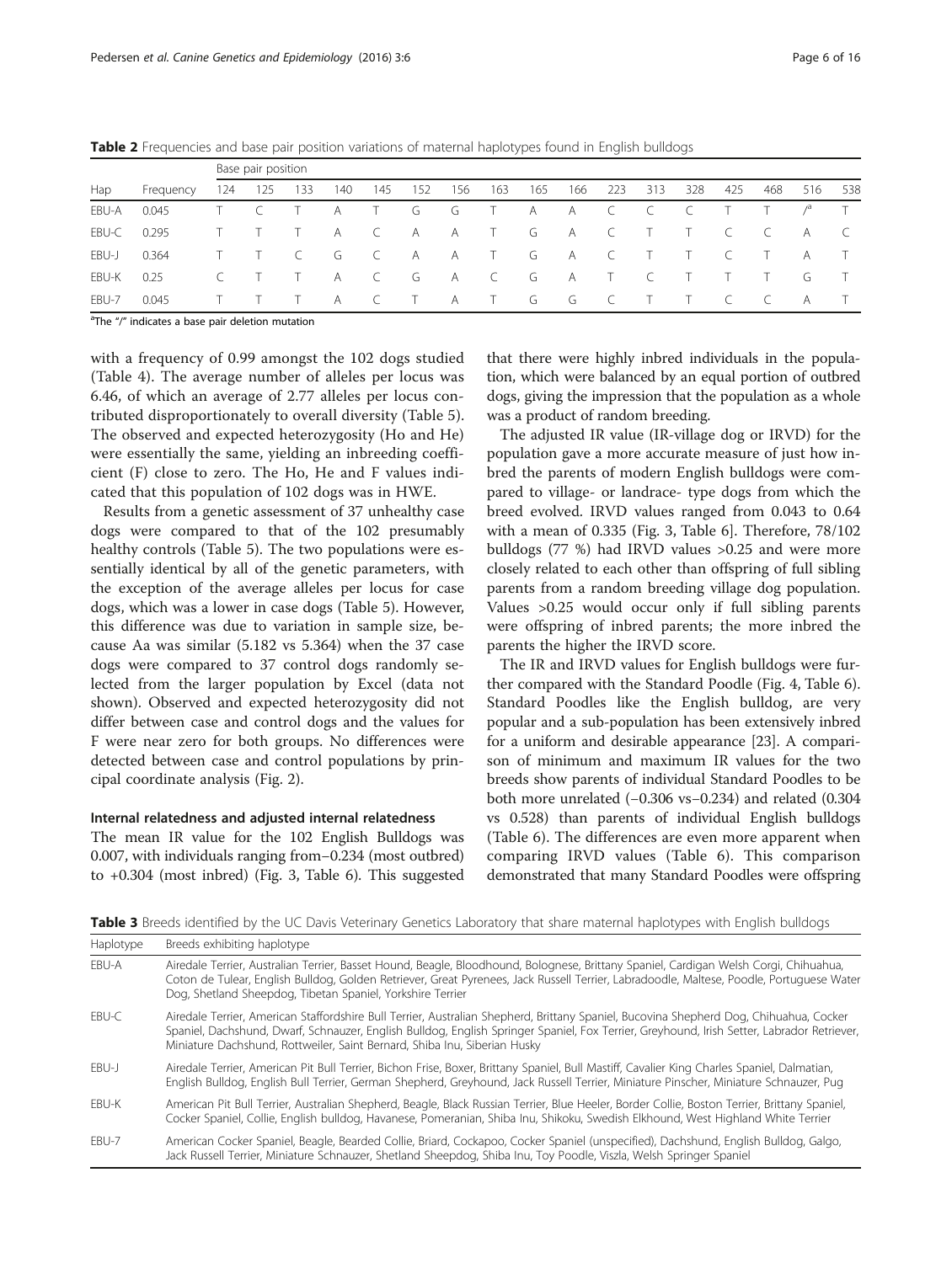**Table 2** Frequencies and base pair position variations of maternal haplotypes found in English bulldogs

| Hap | Frequency | Base pair position | | | | | | | | | | | | | | | | |
|---|---|---|---|---|---|---|---|---|---|---|---|---|---|---|---|---|---|---|
| | | 124 | 125 | 133 | 140 | 145 | 152 | 156 | 163 | 165 | 166 | 223 | 313 | 328 | 425 | 468 | 516 | 538 |
| EBU-A | 0.045 | T | C | T | A | T | G | G | T | A | A | C | C | C | T | T | /[a] | T |
| EBU-C | 0.295 | T | T | T | A | C | A | A | T | G | A | C | T | T | C | C | A | C |
| EBU-J | 0.364 | T | T | C | G | C | A | A | T | G | A | C | T | T | C | T | A | T |
| EBU-K | 0.25 | C | T | T | A | C | G | A | C | G | A | T | C | T | T | T | G | T |
| EBU-7 | 0.045 | T | T | T | A | C | T | A | T | G | G | C | T | T | C | C | A | T |

[a]The "/" indicates a base pair deletion mutation

with a frequency of 0.99 amongst the 102 dogs studied (Table 4). The average number of alleles per locus was 6.46, of which an average of 2.77 alleles per locus contributed disproportionately to overall diversity (Table 5). The observed and expected heterozygosity (Ho and He) were essentially the same, yielding an inbreeding coefficient (F) close to zero. The Ho, He and F values indicated that this population of 102 dogs was in HWE.

Results from a genetic assessment of 37 unhealthy case dogs were compared to that of the 102 presumably healthy controls (Table 5). The two populations were essentially identical by all of the genetic parameters, with the exception of the average alleles per locus for case dogs, which was a lower in case dogs (Table 5). However, this difference was due to variation in sample size, because Aa was similar (5.182 vs 5.364) when the 37 case dogs were compared to 37 control dogs randomly selected from the larger population by Excel (data not shown). Observed and expected heterozygosity did not differ between case and control dogs and the values for F were near zero for both groups. No differences were detected between case and control populations by principal coordinate analysis (Fig. 2).

#### Internal relatedness and adjusted internal relatedness

The mean IR value for the 102 English Bulldogs was 0.007, with individuals ranging from−0.234 (most outbred) to +0.304 (most inbred) (Fig. 3, Table 6). This suggested that there were highly inbred individuals in the population, which were balanced by an equal portion of outbred dogs, giving the impression that the population as a whole was a product of random breeding.

The adjusted IR value (IR-village dog or IRVD) for the population gave a more accurate measure of just how inbred the parents of modern English bulldogs were compared to village- or landrace- type dogs from which the breed evolved. IRVD values ranged from 0.043 to 0.64 with a mean of 0.335 (Fig. 3, Table 6]. Therefore, 78/102 bulldogs (77 %) had IRVD values >0.25 and were more closely related to each other than offspring of full sibling parents from a random breeding village dog population. Values >0.25 would occur only if full sibling parents were offspring of inbred parents; the more inbred the parents the higher the IRVD score.

The IR and IRVD values for English bulldogs were further compared with the Standard Poodle (Fig. 4, Table 6). Standard Poodles like the English bulldog, are very popular and a sub-population has been extensively inbred for a uniform and desirable appearance [23]. A comparison of minimum and maximum IR values for the two breeds show parents of individual Standard Poodles to be both more unrelated (−0.306 vs−0.234) and related (0.304 vs 0.528) than parents of individual English bulldogs (Table 6). The differences are even more apparent when comparing IRVD values (Table 6). This comparison demonstrated that many Standard Poodles were offspring

**Table 3** Breeds identified by the UC Davis Veterinary Genetics Laboratory that share maternal haplotypes with English bulldogs

| Haplotype | Breeds exhibiting haplotype |
|---|---|
| EBU-A | Airedale Terrier, Australian Terrier, Basset Hound, Beagle, Bloodhound, Bolognese, Brittany Spaniel, Cardigan Welsh Corgi, Chihuahua, Coton de Tulear, English Bulldog, Golden Retriever, Great Pyrenees, Jack Russell Terrier, Labradoodle, Maltese, Poodle, Portuguese Water Dog, Shetland Sheepdog, Tibetan Spaniel, Yorkshire Terrier |
| EBU-C | Airedale Terrier, American Staffordshire Bull Terrier, Australian Shepherd, Brittany Spaniel, Bucovina Shepherd Dog, Chihuahua, Cocker Spaniel, Dachshund, Dwarf, Schnauzer, English Bulldog, English Springer Spaniel, Fox Terrier, Greyhound, Irish Setter, Labrador Retriever, Miniature Dachshund, Rottweiler, Saint Bernard, Shiba Inu, Siberian Husky |
| EBU-J | Airedale Terrier, American Pit Bull Terrier, Bichon Frise, Boxer, Brittany Spaniel, Bull Mastiff, Cavalier King Charles Spaniel, Dalmatian, English Bulldog, English Bull Terrier, German Shepherd, Greyhound, Jack Russell Terrier, Miniature Pinscher, Miniature Schnauzer, Pug |
| EBU-K | American Pit Bull Terrier, Australian Shepherd, Beagle, Black Russian Terrier, Blue Heeler, Border Collie, Boston Terrier, Brittany Spaniel, Cocker Spaniel, Collie, English bulldog, Havanese, Pomeranian, Shiba Inu, Shikoku, Swedish Elkhound, West Highland White Terrier |
| EBU-7 | American Cocker Spaniel, Beagle, Bearded Collie, Briard, Cockapoo, Cocker Spaniel (unspecified), Dachshund, English Bulldog, Galgo, Jack Russell Terrier, Miniature Schnauzer, Shetland Sheepdog, Shiba Inu, Toy Poodle, Viszla, Welsh Springer Spaniel |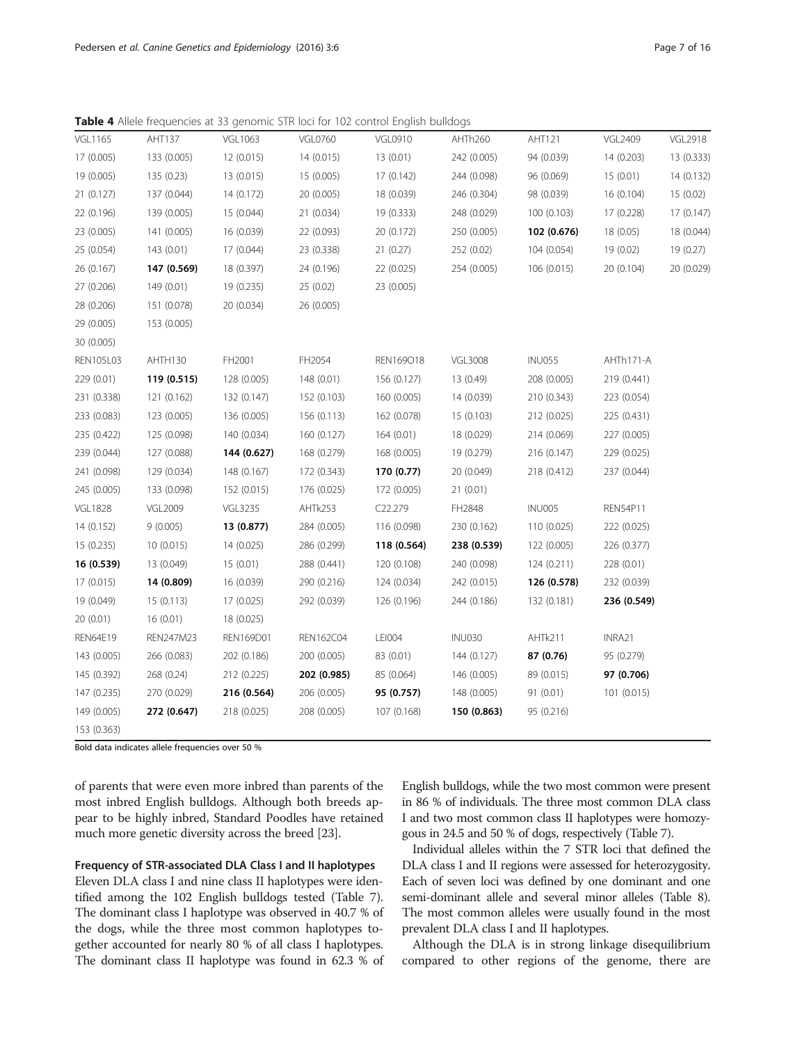**Table 4** Allele frequencies at 33 genomic STR loci for 102 control English bulldogs

| VGL1165 | AHT137 | VGL1063 | VGL0760 | VGL0910 | AHTh260 | AHT121 | VGL2409 | VGL2918 |
|---|---|---|---|---|---|---|---|---|
| 17 (0.005) | 133 (0.005) | 12 (0.015) | 14 (0.015) | 13 (0.01) | 242 (0.005) | 94 (0.039) | 14 (0.203) | 13 (0.333) |
| 19 (0.005) | 135 (0.23) | 13 (0.015) | 15 (0.005) | 17 (0.142) | 244 (0.098) | 96 (0.069) | 15 (0.01) | 14 (0.132) |
| 21 (0.127) | 137 (0.044) | 14 (0.172) | 20 (0.005) | 18 (0.039) | 246 (0.304) | 98 (0.039) | 16 (0.104) | 15 (0.02) |
| 22 (0.196) | 139 (0.005) | 15 (0.044) | 21 (0.034) | 19 (0.333) | 248 (0.029) | 100 (0.103) | 17 (0.228) | 17 (0.147) |
| 23 (0.005) | 141 (0.005) | 16 (0.039) | 22 (0.093) | 20 (0.172) | 250 (0.005) | **102 (0.676)** | 18 (0.05) | 18 (0.044) |
| 25 (0.054) | 143 (0.01) | 17 (0.044) | 23 (0.338) | 21 (0.27) | 252 (0.02) | 104 (0.054) | 19 (0.02) | 19 (0.27) |
| 26 (0.167) | **147 (0.569)** | 18 (0.397) | 24 (0.196) | 22 (0.025) | 254 (0.005) | 106 (0.015) | 20 (0.104) | 20 (0.029) |
| 27 (0.206) | 149 (0.01) | 19 (0.235) | 25 (0.02) | 23 (0.005) | | | | |
| 28 (0.206) | 151 (0.078) | 20 (0.034) | 26 (0.005) | | | | | |
| 29 (0.005) | 153 (0.005) | | | | | | | |
| 30 (0.005) | | | | | | | | |
| REN105L03 | AHTH130 | FH2001 | FH2054 | REN169O18 | VGL3008 | INU055 | AHTh171-A | |
| 229 (0.01) | **119 (0.515)** | 128 (0.005) | 148 (0.01) | 156 (0.127) | 13 (0.49) | 208 (0.005) | 219 (0.441) | |
| 231 (0.338) | 121 (0.162) | 132 (0.147) | 152 (0.103) | 160 (0.005) | 14 (0.039) | 210 (0.343) | 223 (0.054) | |
| 233 (0.083) | 123 (0.005) | 136 (0.005) | 156 (0.113) | 162 (0.078) | 15 (0.103) | 212 (0.025) | 225 (0.431) | |
| 235 (0.422) | 125 (0.098) | 140 (0.034) | 160 (0.127) | 164 (0.01) | 18 (0.029) | 214 (0.069) | 227 (0.005) | |
| 239 (0.044) | 127 (0.088) | **144 (0.627)** | 168 (0.279) | 168 (0.005) | 19 (0.279) | 216 (0.147) | 229 (0.025) | |
| 241 (0.098) | 129 (0.034) | 148 (0.167) | 172 (0.343) | **170 (0.77)** | 20 (0.049) | 218 (0.412) | 237 (0.044) | |
| 245 (0.005) | 133 (0.098) | 152 (0.015) | 176 (0.025) | 172 (0.005) | 21 (0.01) | | | |
| VGL1828 | VGL2009 | VGL3235 | AHTk253 | C22.279 | FH2848 | INU005 | REN54P11 | |
| 14 (0.152) | 9 (0.005) | **13 (0.877)** | 284 (0.005) | 116 (0.098) | 230 (0.162) | 110 (0.025) | 222 (0.025) | |
| 15 (0.235) | 10 (0.015) | 14 (0.025) | 286 (0.299) | **118 (0.564)** | **238 (0.539)** | 122 (0.005) | 226 (0.377) | |
| **16 (0.539)** | 13 (0.049) | 15 (0.01) | 288 (0.441) | 120 (0.108) | 240 (0.098) | 124 (0.211) | 228 (0.01) | |
| 17 (0.015) | **14 (0.809)** | 16 (0.039) | 290 (0.216) | 124 (0.034) | 242 (0.015) | **126 (0.578)** | 232 (0.039) | |
| 19 (0.049) | 15 (0.113) | 17 (0.025) | 292 (0.039) | 126 (0.196) | 244 (0.186) | 132 (0.181) | **236 (0.549)** | |
| 20 (0.01) | 16 (0.01) | 18 (0.025) | | | | | | |
| REN64E19 | REN247M23 | REN169D01 | REN162C04 | LEI004 | INU030 | AHTk211 | INRA21 | |
| 143 (0.005) | 266 (0.083) | 202 (0.186) | 200 (0.005) | 83 (0.01) | 144 (0.127) | **87 (0.76)** | 95 (0.279) | |
| 145 (0.392) | 268 (0.24) | 212 (0.225) | **202 (0.985)** | 85 (0.064) | 146 (0.005) | 89 (0.015) | **97 (0.706)** | |
| 147 (0.235) | 270 (0.029) | **216 (0.564)** | 206 (0.005) | **95 (0.757)** | 148 (0.005) | 91 (0.01) | 101 (0.015) | |
| 149 (0.005) | **272 (0.647)** | 218 (0.025) | 208 (0.005) | 107 (0.168) | **150 (0.863)** | 95 (0.216) | | |
| 153 (0.363) | | | | | | | | |

Bold data indicates allele frequencies over 50 %

of parents that were even more inbred than parents of the most inbred English bulldogs. Although both breeds appear to be highly inbred, Standard Poodles have retained much more genetic diversity across the breed [23].

### Frequency of STR-associated DLA Class I and II haplotypes

Eleven DLA class I and nine class II haplotypes were identified among the 102 English bulldogs tested (Table 7). The dominant class I haplotype was observed in 40.7 % of the dogs, while the three most common haplotypes together accounted for nearly 80 % of all class I haplotypes. The dominant class II haplotype was found in 62.3 % of English bulldogs, while the two most common were present in 86 % of individuals. The three most common DLA class I and two most common class II haplotypes were homozygous in 24.5 and 50 % of dogs, respectively (Table 7).

Individual alleles within the 7 STR loci that defined the DLA class I and II regions were assessed for heterozygosity. Each of seven loci was defined by one dominant and one semi-dominant allele and several minor alleles (Table 8). The most common alleles were usually found in the most prevalent DLA class I and II haplotypes.

Although the DLA is in strong linkage disequilibrium compared to other regions of the genome, there are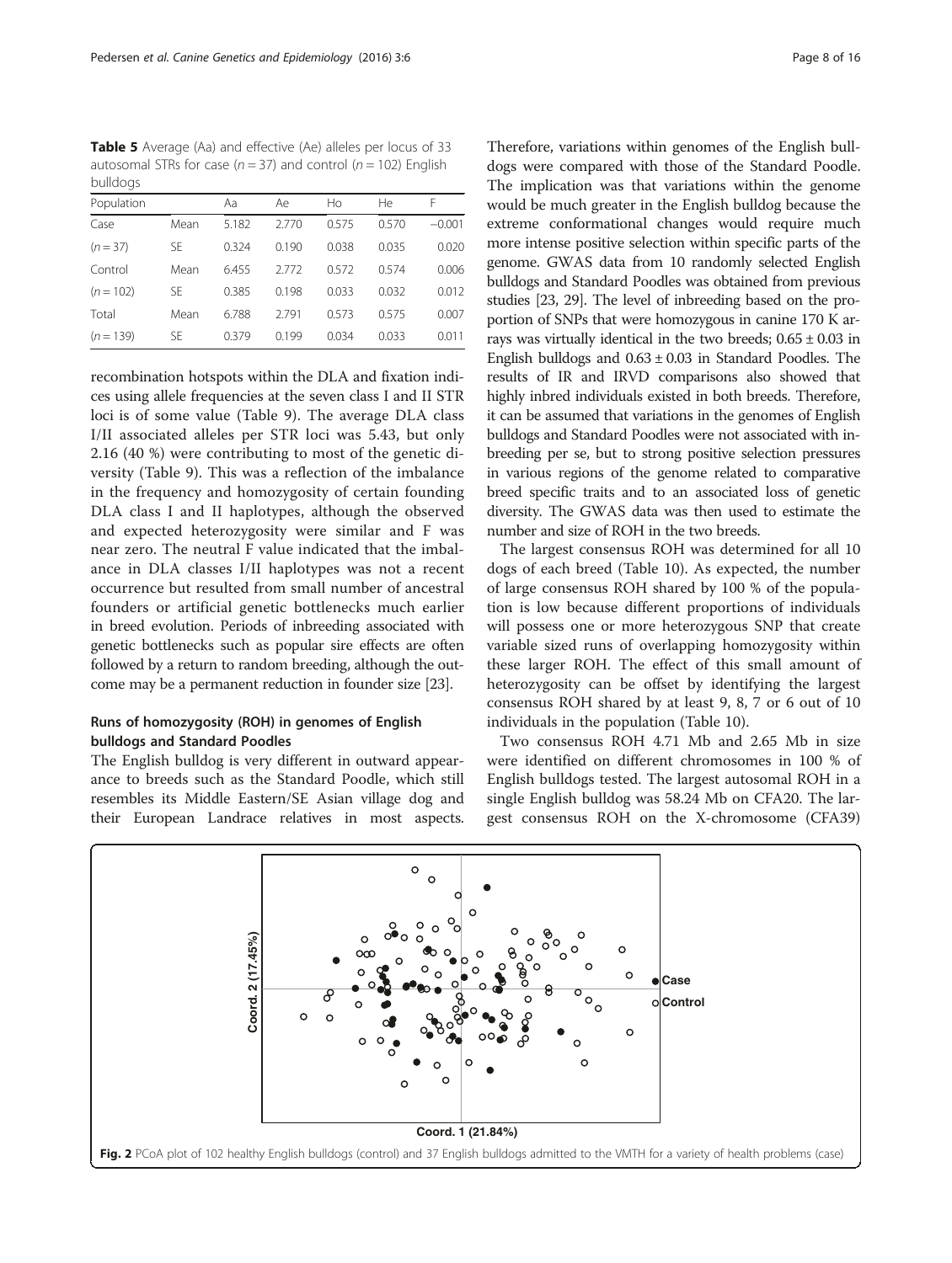**Table 5** Average (Aa) and effective (Ae) alleles per locus of 33 autosomal STRs for case ($n = 37$) and control ($n = 102$) English bulldogs

| Population | | Aa | Ae | Ho | He | F |
|---|---|---|---|---|---|---|
| Case | Mean | 5.182 | 2.770 | 0.575 | 0.570 | −0.001 |
| ($n = 37$) | SE | 0.324 | 0.190 | 0.038 | 0.035 | 0.020 |
| Control | Mean | 6.455 | 2.772 | 0.572 | 0.574 | 0.006 |
| ($n = 102$) | SE | 0.385 | 0.198 | 0.033 | 0.032 | 0.012 |
| Total | Mean | 6.788 | 2.791 | 0.573 | 0.575 | 0.007 |
| ($n = 139$) | SE | 0.379 | 0.199 | 0.034 | 0.033 | 0.011 |

recombination hotspots within the DLA and fixation indices using allele frequencies at the seven class I and II STR loci is of some value (Table 9). The average DLA class I/II associated alleles per STR loci was 5.43, but only 2.16 (40 %) were contributing to most of the genetic diversity (Table 9). This was a reflection of the imbalance in the frequency and homozygosity of certain founding DLA class I and II haplotypes, although the observed and expected heterozygosity were similar and F was near zero. The neutral F value indicated that the imbalance in DLA classes I/II haplotypes was not a recent occurrence but resulted from small number of ancestral founders or artificial genetic bottlenecks much earlier in breed evolution. Periods of inbreeding associated with genetic bottlenecks such as popular sire effects are often followed by a return to random breeding, although the outcome may be a permanent reduction in founder size [23].

## Runs of homozygosity (ROH) in genomes of English bulldogs and Standard Poodles

The English bulldog is very different in outward appearance to breeds such as the Standard Poodle, which still resembles its Middle Eastern/SE Asian village dog and their European Landrace relatives in most aspects. Therefore, variations within genomes of the English bulldogs were compared with those of the Standard Poodle. The implication was that variations within the genome would be much greater in the English bulldog because the extreme conformational changes would require much more intense positive selection within specific parts of the genome. GWAS data from 10 randomly selected English bulldogs and Standard Poodles was obtained from previous studies [23, 29]. The level of inbreeding based on the proportion of SNPs that were homozygous in canine 170 K arrays was virtually identical in the two breeds; $0.65 \pm 0.03$ in English bulldogs and $0.63 \pm 0.03$ in Standard Poodles. The results of IR and IRVD comparisons also showed that highly inbred individuals existed in both breeds. Therefore, it can be assumed that variations in the genomes of English bulldogs and Standard Poodles were not associated with inbreeding per se, but to strong positive selection pressures in various regions of the genome related to comparative breed specific traits and to an associated loss of genetic diversity. The GWAS data was then used to estimate the number and size of ROH in the two breeds.

The largest consensus ROH was determined for all 10 dogs of each breed (Table 10). As expected, the number of large consensus ROH shared by 100 % of the population is low because different proportions of individuals will possess one or more heterozygous SNP that create variable sized runs of overlapping homozygosity within these larger ROH. The effect of this small amount of heterozygosity can be offset by identifying the largest consensus ROH shared by at least 9, 8, 7 or 6 out of 10 individuals in the population (Table 10).

Two consensus ROH 4.71 Mb and 2.65 Mb in size were identified on different chromosomes in 100 % of English bulldogs tested. The largest autosomal ROH in a single English bulldog was 58.24 Mb on CFA20. The largest consensus ROH on the X-chromosome (CFA39)

**Fig. 2** PCoA plot of 102 healthy English bulldogs (control) and 37 English bulldogs admitted to the VMTH for a variety of health problems (case)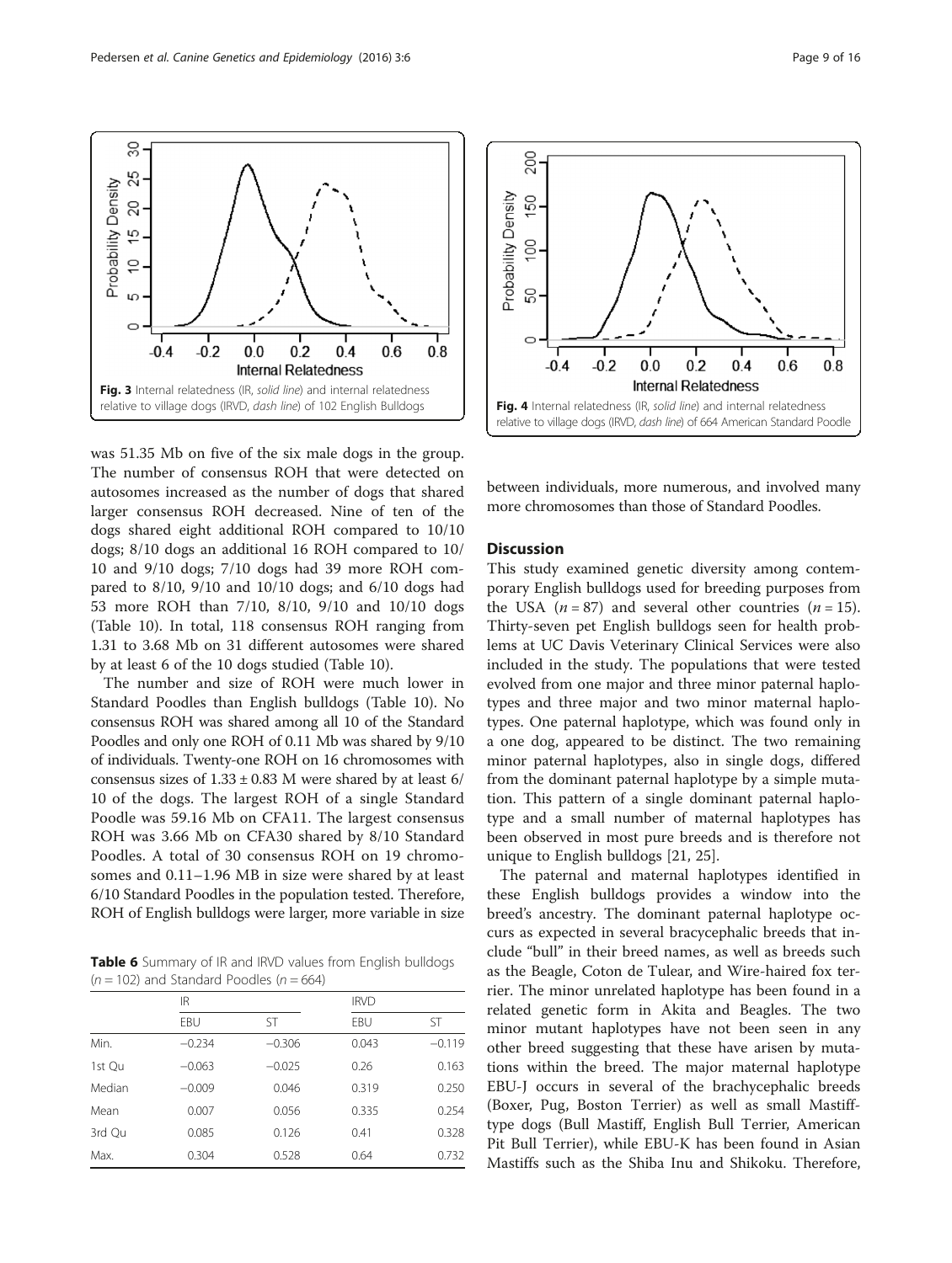Fig. 3 Internal relatedness (IR, *solid line*) and internal relatedness relative to village dogs (IRVD, *dash line*) of 102 English Bulldogs

was 51.35 Mb on five of the six male dogs in the group. The number of consensus ROH that were detected on autosomes increased as the number of dogs that shared larger consensus ROH decreased. Nine of ten of the dogs shared eight additional ROH compared to 10/10 dogs; 8/10 dogs an additional 16 ROH compared to 10/10 and 9/10 dogs; 7/10 dogs had 39 more ROH compared to 8/10, 9/10 and 10/10 dogs; and 6/10 dogs had 53 more ROH than 7/10, 8/10, 9/10 and 10/10 dogs (Table 10). In total, 118 consensus ROH ranging from 1.31 to 3.68 Mb on 31 different autosomes were shared by at least 6 of the 10 dogs studied (Table 10).

The number and size of ROH were much lower in Standard Poodles than English bulldogs (Table 10). No consensus ROH was shared among all 10 of the Standard Poodles and only one ROH of 0.11 Mb was shared by 9/10 of individuals. Twenty-one ROH on 16 chromosomes with consensus sizes of 1.33 ± 0.83 M were shared by at least 6/10 of the dogs. The largest ROH of a single Standard Poodle was 59.16 Mb on CFA11. The largest consensus ROH was 3.66 Mb on CFA30 shared by 8/10 Standard Poodles. A total of 30 consensus ROH on 19 chromosomes and 0.11–1.96 MB in size were shared by at least 6/10 Standard Poodles in the population tested. Therefore, ROH of English bulldogs were larger, more variable in size between individuals, more numerous, and involved many more chromosomes than those of Standard Poodles.

**Table 6** Summary of IR and IRVD values from English bulldogs ($n = 102$) and Standard Poodles ($n = 664$)

| | IR | | IRVD | |
|---|---|---|---|---|
| | EBU | ST | EBU | ST |
| Min. | −0.234 | −0.306 | 0.043 | −0.119 |
| 1st Qu | −0.063 | −0.025 | 0.26 | 0.163 |
| Median | −0.009 | 0.046 | 0.319 | 0.250 |
| Mean | 0.007 | 0.056 | 0.335 | 0.254 |
| 3rd Qu | 0.085 | 0.126 | 0.41 | 0.328 |
| Max. | 0.304 | 0.528 | 0.64 | 0.732 |

Fig. 4 Internal relatedness (IR, *solid line*) and internal relatedness relative to village dogs (IRVD, *dash line*) of 664 American Standard Poodle

## Discussion

This study examined genetic diversity among contemporary English bulldogs used for breeding purposes from the USA ($n = 87$) and several other countries ($n = 15$). Thirty-seven pet English bulldogs seen for health problems at UC Davis Veterinary Clinical Services were also included in the study. The populations that were tested evolved from one major and three minor paternal haplotypes and three major and two minor maternal haplotypes. One paternal haplotype, which was found only in a one dog, appeared to be distinct. The two remaining minor paternal haplotypes, also in single dogs, differed from the dominant paternal haplotype by a simple mutation. This pattern of a single dominant paternal haplotype and a small number of maternal haplotypes has been observed in most pure breeds and is therefore not unique to English bulldogs [21, 25].

The paternal and maternal haplotypes identified in these English bulldogs provides a window into the breed's ancestry. The dominant paternal haplotype occurs as expected in several bracycephalic breeds that include "bull" in their breed names, as well as breeds such as the Beagle, Coton de Tulear, and Wire-haired fox terrier. The minor unrelated haplotype has been found in a related genetic form in Akita and Beagles. The two minor mutant haplotypes have not been seen in any other breed suggesting that these have arisen by mutations within the breed. The major maternal haplotype EBU-J occurs in several of the brachycephalic breeds (Boxer, Pug, Boston Terrier) as well as small Mastiff-type dogs (Bull Mastiff, English Bull Terrier, American Pit Bull Terrier), while EBU-K has been found in Asian Mastiffs such as the Shiba Inu and Shikoku. Therefore,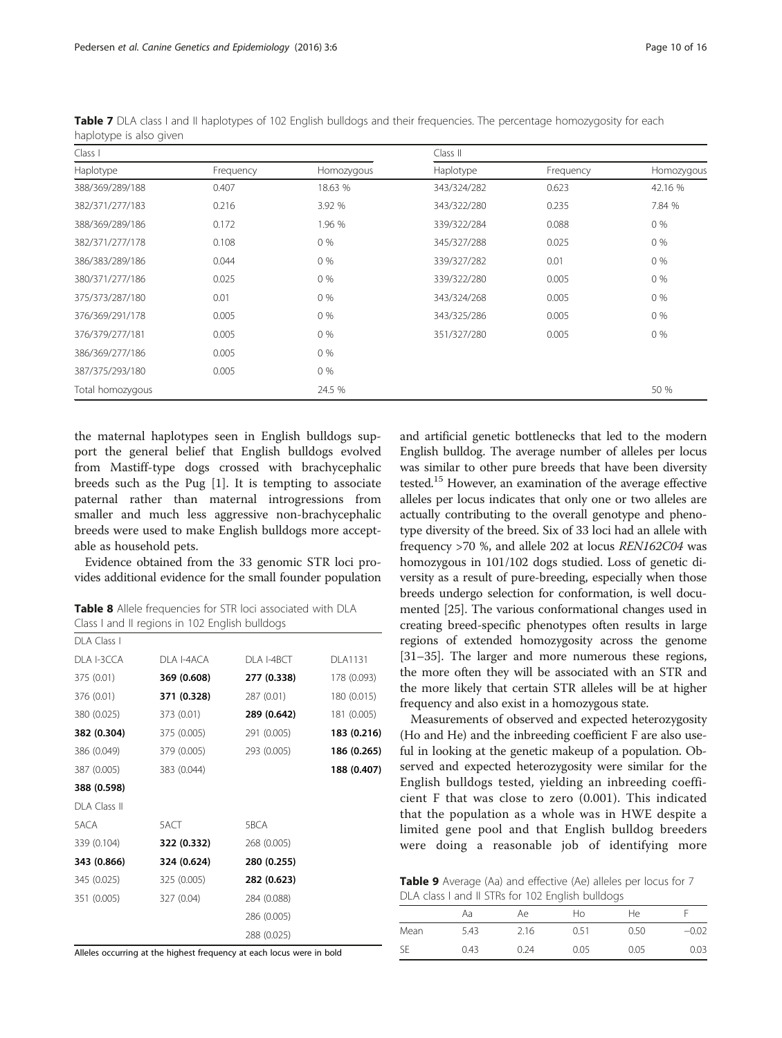**Table 7** DLA class I and II haplotypes of 102 English bulldogs and their frequencies. The percentage homozygosity for each haplotype is also given

| Class I | | | Class II | | |
|---|---|---|---|---|---|
| Haplotype | Frequency | Homozygous | Haplotype | Frequency | Homozygous |
| 388/369/289/188 | 0.407 | 18.63 % | 343/324/282 | 0.623 | 42.16 % |
| 382/371/277/183 | 0.216 | 3.92 % | 343/322/280 | 0.235 | 7.84 % |
| 388/369/289/186 | 0.172 | 1.96 % | 339/322/284 | 0.088 | 0 % |
| 382/371/277/178 | 0.108 | 0 % | 345/327/288 | 0.025 | 0 % |
| 386/383/289/186 | 0.044 | 0 % | 339/327/282 | 0.01 | 0 % |
| 380/371/277/186 | 0.025 | 0 % | 339/322/280 | 0.005 | 0 % |
| 375/373/287/180 | 0.01 | 0 % | 343/324/268 | 0.005 | 0 % |
| 376/369/291/178 | 0.005 | 0 % | 343/325/286 | 0.005 | 0 % |
| 376/379/277/181 | 0.005 | 0 % | 351/327/280 | 0.005 | 0 % |
| 386/369/277/186 | 0.005 | 0 % | | | |
| 387/375/293/180 | 0.005 | 0 % | | | |
| Total homozygous | | 24.5 % | | | 50 % |

the maternal haplotypes seen in English bulldogs support the general belief that English bulldogs evolved from Mastiff-type dogs crossed with brachycephalic breeds such as the Pug [1]. It is tempting to associate paternal rather than maternal introgressions from smaller and much less aggressive non-brachycephalic breeds were used to make English bulldogs more acceptable as household pets.

Evidence obtained from the 33 genomic STR loci provides additional evidence for the small founder population and artificial genetic bottlenecks that led to the modern English bulldog. The average number of alleles per locus was similar to other pure breeds that have been diversity tested.[15] However, an examination of the average effective alleles per locus indicates that only one or two alleles are actually contributing to the overall genotype and phenotype diversity of the breed. Six of 33 loci had an allele with frequency >70 %, and allele 202 at locus *REN162C04* was homozygous in 101/102 dogs studied. Loss of genetic diversity as a result of pure-breeding, especially when those breeds undergo selection for conformation, is well documented [25]. The various conformational changes used in creating breed-specific phenotypes often results in large regions of extended homozygosity across the genome [31–35]. The larger and more numerous these regions, the more often they will be associated with an STR and the more likely that certain STR alleles will be at higher frequency and also exist in a homozygous state.

Measurements of observed and expected heterozygosity (Ho and He) and the inbreeding coefficient F are also useful in looking at the genetic makeup of a population. Observed and expected heterozygosity were similar for the English bulldogs tested, yielding an inbreeding coefficient F that was close to zero (0.001). This indicated that the population as a whole was in HWE despite a limited gene pool and that English bulldog breeders were doing a reasonable job of identifying more

**Table 8** Allele frequencies for STR loci associated with DLA Class I and II regions in 102 English bulldogs

| DLA Class I | | | |
|---|---|---|---|
| DLA I-3CCA | DLA I-4ACA | DLA I-4BCT | DLA1131 |
| 375 (0.01) | **369 (0.608)** | **277 (0.338)** | 178 (0.093) |
| 376 (0.01) | **371 (0.328)** | 287 (0.01) | 180 (0.015) |
| 380 (0.025) | 373 (0.01) | **289 (0.642)** | 181 (0.005) |
| **382 (0.304)** | 375 (0.005) | 291 (0.005) | **183 (0.216)** |
| 386 (0.049) | 379 (0.005) | 293 (0.005) | **186 (0.265)** |
| 387 (0.005) | 383 (0.044) | | **188 (0.407)** |
| **388 (0.598)** | | | |
| DLA Class II | | | |
| 5ACA | 5ACT | 5BCA | |
| 339 (0.104) | **322 (0.332)** | 268 (0.005) | |
| **343 (0.866)** | **324 (0.624)** | 280 (0.255) | |
| 345 (0.025) | 325 (0.005) | **282 (0.623)** | |
| 351 (0.005) | 327 (0.04) | 284 (0.088) | |
| | | 286 (0.005) | |
| | | 288 (0.025) | |

Alleles occurring at the highest frequency at each locus were in bold

**Table 9** Average (Aa) and effective (Ae) alleles per locus for 7 DLA class I and II STRs for 102 English bulldogs

| | Aa | Ae | Ho | He | F |
|---|---|---|---|---|---|
| Mean | 5.43 | 2.16 | 0.51 | 0.50 | −0.02 |
| SE | 0.43 | 0.24 | 0.05 | 0.05 | 0.03 |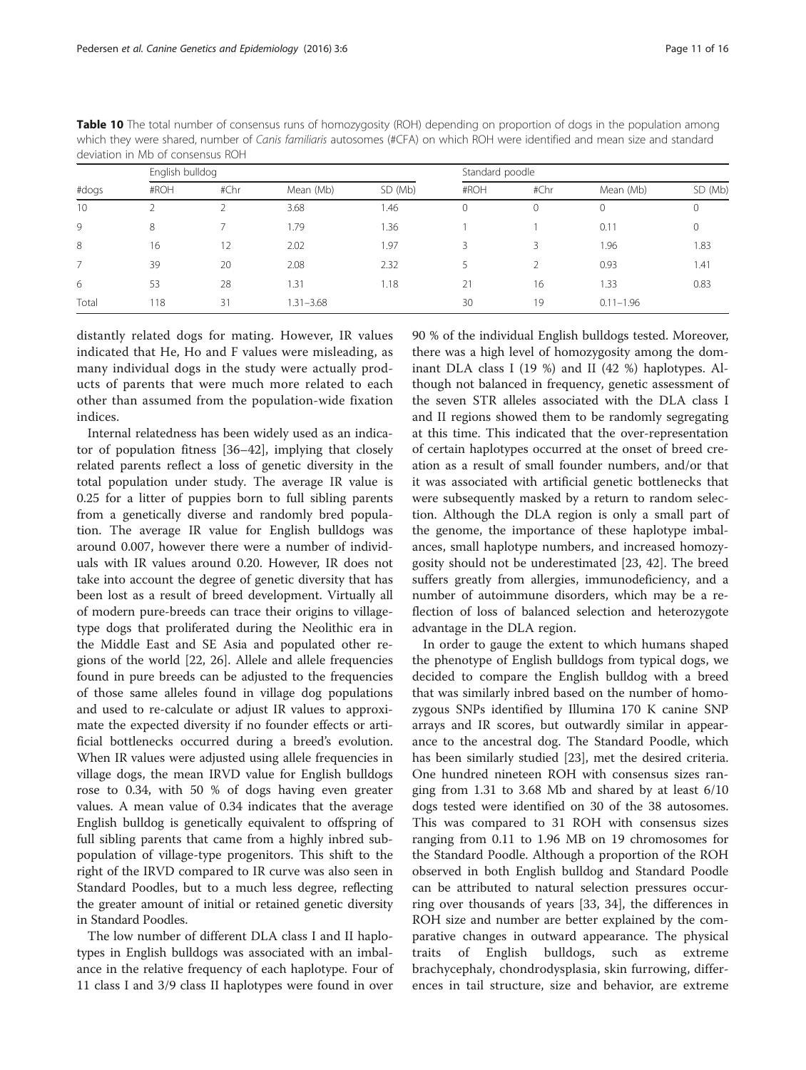**Table 10** The total number of consensus runs of homozygosity (ROH) depending on proportion of dogs in the population among which they were shared, number of *Canis familiaris* autosomes (#CFA) on which ROH were identified and mean size and standard deviation in Mb of consensus ROH

| | English bulldog | | | | Standard poodle | | | |
|---|---|---|---|---|---|---|---|---|
| #dogs | #ROH | #Chr | Mean (Mb) | SD (Mb) | #ROH | #Chr | Mean (Mb) | SD (Mb) |
| 10 | 2 | 2 | 3.68 | 1.46 | 0 | 0 | 0 | 0 |
| 9 | 8 | 7 | 1.79 | 1.36 | 1 | 1 | 0.11 | 0 |
| 8 | 16 | 12 | 2.02 | 1.97 | 3 | 3 | 1.96 | 1.83 |
| 7 | 39 | 20 | 2.08 | 2.32 | 5 | 2 | 0.93 | 1.41 |
| 6 | 53 | 28 | 1.31 | 1.18 | 21 | 16 | 1.33 | 0.83 |
| Total | 118 | 31 | 1.31–3.68 | | 30 | 19 | 0.11–1.96 | |

distantly related dogs for mating. However, IR values indicated that He, Ho and F values were misleading, as many individual dogs in the study were actually products of parents that were much more related to each other than assumed from the population-wide fixation indices.

Internal relatedness has been widely used as an indicator of population fitness [36–42], implying that closely related parents reflect a loss of genetic diversity in the total population under study. The average IR value is 0.25 for a litter of puppies born to full sibling parents from a genetically diverse and randomly bred population. The average IR value for English bulldogs was around 0.007, however there were a number of individuals with IR values around 0.20. However, IR does not take into account the degree of genetic diversity that has been lost as a result of breed development. Virtually all of modern pure-breeds can trace their origins to village-type dogs that proliferated during the Neolithic era in the Middle East and SE Asia and populated other regions of the world [22, 26]. Allele and allele frequencies found in pure breeds can be adjusted to the frequencies of those same alleles found in village dog populations and used to re-calculate or adjust IR values to approximate the expected diversity if no founder effects or artificial bottlenecks occurred during a breed's evolution. When IR values were adjusted using allele frequencies in village dogs, the mean IRVD value for English bulldogs rose to 0.34, with 50 % of dogs having even greater values. A mean value of 0.34 indicates that the average English bulldog is genetically equivalent to offspring of full sibling parents that came from a highly inbred subpopulation of village-type progenitors. This shift to the right of the IRVD compared to IR curve was also seen in Standard Poodles, but to a much less degree, reflecting the greater amount of initial or retained genetic diversity in Standard Poodles.

The low number of different DLA class I and II haplotypes in English bulldogs was associated with an imbalance in the relative frequency of each haplotype. Four of 11 class I and 3/9 class II haplotypes were found in over 90 % of the individual English bulldogs tested. Moreover, there was a high level of homozygosity among the dominant DLA class I (19 %) and II (42 %) haplotypes. Although not balanced in frequency, genetic assessment of the seven STR alleles associated with the DLA class I and II regions showed them to be randomly segregating at this time. This indicated that the over-representation of certain haplotypes occurred at the onset of breed creation as a result of small founder numbers, and/or that it was associated with artificial genetic bottlenecks that were subsequently masked by a return to random selection. Although the DLA region is only a small part of the genome, the importance of these haplotype imbalances, small haplotype numbers, and increased homozygosity should not be underestimated [23, 42]. The breed suffers greatly from allergies, immunodeficiency, and a number of autoimmune disorders, which may be a reflection of loss of balanced selection and heterozygote advantage in the DLA region.

In order to gauge the extent to which humans shaped the phenotype of English bulldogs from typical dogs, we decided to compare the English bulldog with a breed that was similarly inbred based on the number of homozygous SNPs identified by Illumina 170 K canine SNP arrays and IR scores, but outwardly similar in appearance to the ancestral dog. The Standard Poodle, which has been similarly studied [23], met the desired criteria. One hundred nineteen ROH with consensus sizes ranging from 1.31 to 3.68 Mb and shared by at least 6/10 dogs tested were identified on 30 of the 38 autosomes. This was compared to 31 ROH with consensus sizes ranging from 0.11 to 1.96 MB on 19 chromosomes for the Standard Poodle. Although a proportion of the ROH observed in both English bulldog and Standard Poodle can be attributed to natural selection pressures occurring over thousands of years [33, 34], the differences in ROH size and number are better explained by the comparative changes in outward appearance. The physical traits of English bulldogs, such as extreme brachycephaly, chondrodysplasia, skin furrowing, differences in tail structure, size and behavior, are extreme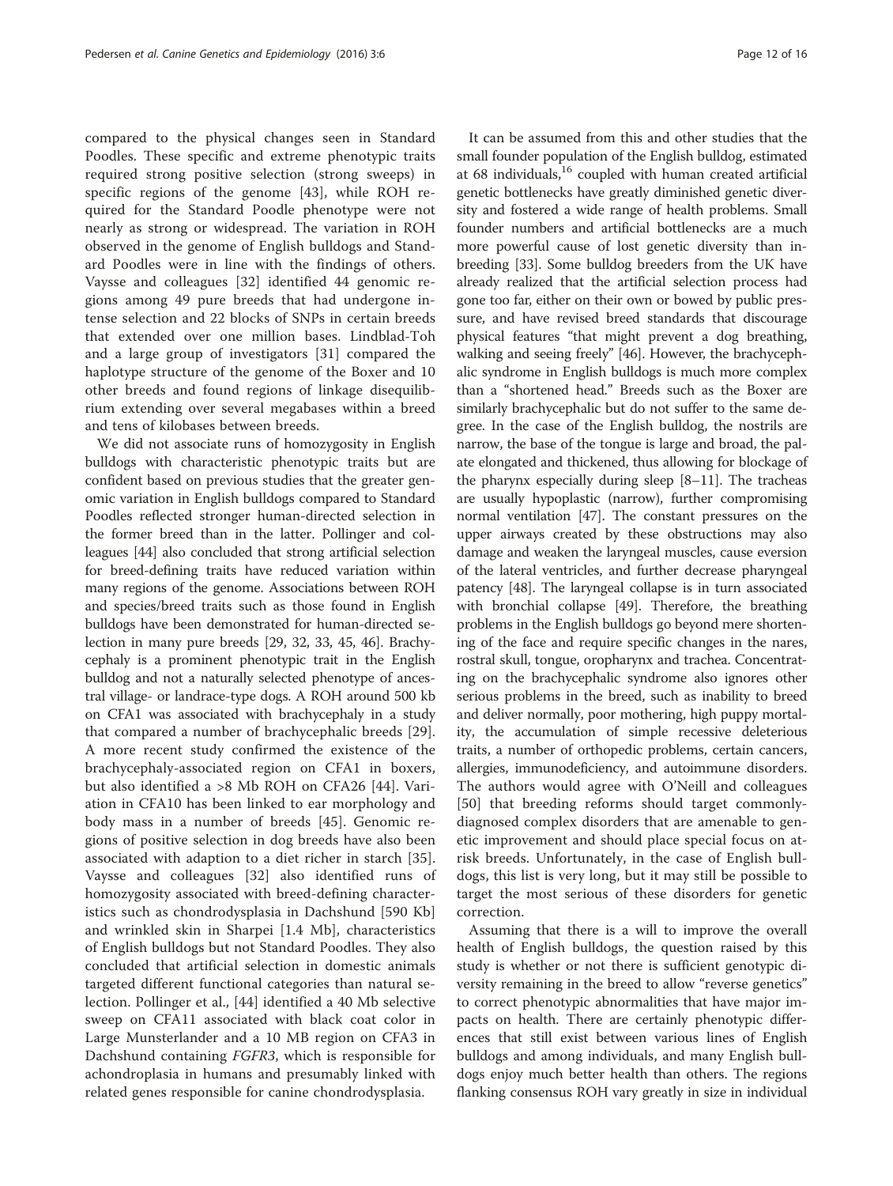compared to the physical changes seen in Standard Poodles. These specific and extreme phenotypic traits required strong positive selection (strong sweeps) in specific regions of the genome [43], while ROH required for the Standard Poodle phenotype were not nearly as strong or widespread. The variation in ROH observed in the genome of English bulldogs and Standard Poodles were in line with the findings of others. Vaysse and colleagues [32] identified 44 genomic regions among 49 pure breeds that had undergone intense selection and 22 blocks of SNPs in certain breeds that extended over one million bases. Lindblad-Toh and a large group of investigators [31] compared the haplotype structure of the genome of the Boxer and 10 other breeds and found regions of linkage disequilibrium extending over several megabases within a breed and tens of kilobases between breeds.

We did not associate runs of homozygosity in English bulldogs with characteristic phenotypic traits but are confident based on previous studies that the greater genomic variation in English bulldogs compared to Standard Poodles reflected stronger human-directed selection in the former breed than in the latter. Pollinger and colleagues [44] also concluded that strong artificial selection for breed-defining traits have reduced variation within many regions of the genome. Associations between ROH and species/breed traits such as those found in English bulldogs have been demonstrated for human-directed selection in many pure breeds [29, 32, 33, 45, 46]. Brachycephaly is a prominent phenotypic trait in the English bulldog and not a naturally selected phenotype of ancestral village- or landrace-type dogs. A ROH around 500 kb on CFA1 was associated with brachycephaly in a study that compared a number of brachycephalic breeds [29]. A more recent study confirmed the existence of the brachycephaly-associated region on CFA1 in boxers, but also identified a >8 Mb ROH on CFA26 [44]. Variation in CFA10 has been linked to ear morphology and body mass in a number of breeds [45]. Genomic regions of positive selection in dog breeds have also been associated with adaption to a diet richer in starch [35]. Vaysse and colleagues [32] also identified runs of homozygosity associated with breed-defining characteristics such as chondrodysplasia in Dachshund [590 Kb] and wrinkled skin in Sharpei [1.4 Mb], characteristics of English bulldogs but not Standard Poodles. They also concluded that artificial selection in domestic animals targeted different functional categories than natural selection. Pollinger et al., [44] identified a 40 Mb selective sweep on CFA11 associated with black coat color in Large Munsterlander and a 10 MB region on CFA3 in Dachshund containing *FGFR3*, which is responsible for achondroplasia in humans and presumably linked with related genes responsible for canine chondrodysplasia.

It can be assumed from this and other studies that the small founder population of the English bulldog, estimated at 68 individuals,[16] coupled with human created artificial genetic bottlenecks have greatly diminished genetic diversity and fostered a wide range of health problems. Small founder numbers and artificial bottlenecks are a much more powerful cause of lost genetic diversity than inbreeding [33]. Some bulldog breeders from the UK have already realized that the artificial selection process had gone too far, either on their own or bowed by public pressure, and have revised breed standards that discourage physical features "that might prevent a dog breathing, walking and seeing freely" [46]. However, the brachycephalic syndrome in English bulldogs is much more complex than a "shortened head." Breeds such as the Boxer are similarly brachycephalic but do not suffer to the same degree. In the case of the English bulldog, the nostrils are narrow, the base of the tongue is large and broad, the palate elongated and thickened, thus allowing for blockage of the pharynx especially during sleep [8–11]. The tracheas are usually hypoplastic (narrow), further compromising normal ventilation [47]. The constant pressures on the upper airways created by these obstructions may also damage and weaken the laryngeal muscles, cause eversion of the lateral ventricles, and further decrease pharyngeal patency [48]. The laryngeal collapse is in turn associated with bronchial collapse [49]. Therefore, the breathing problems in the English bulldogs go beyond mere shortening of the face and require specific changes in the nares, rostral skull, tongue, oropharynx and trachea. Concentrating on the brachycephalic syndrome also ignores other serious problems in the breed, such as inability to breed and deliver normally, poor mothering, high puppy mortality, the accumulation of simple recessive deleterious traits, a number of orthopedic problems, certain cancers, allergies, immunodeficiency, and autoimmune disorders. The authors would agree with O'Neill and colleagues [50] that breeding reforms should target commonly-diagnosed complex disorders that are amenable to genetic improvement and should place special focus on at-risk breeds. Unfortunately, in the case of English bulldogs, this list is very long, but it may still be possible to target the most serious of these disorders for genetic correction.

Assuming that there is a will to improve the overall health of English bulldogs, the question raised by this study is whether or not there is sufficient genotypic diversity remaining in the breed to allow "reverse genetics" to correct phenotypic abnormalities that have major impacts on health. There are certainly phenotypic differences that still exist between various lines of English bulldogs and among individuals, and many English bulldogs enjoy much better health than others. The regions flanking consensus ROH vary greatly in size in individual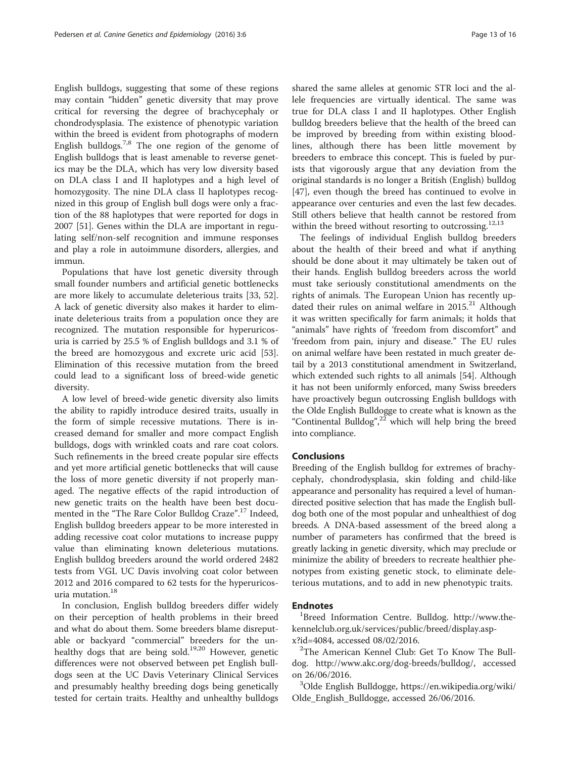English bulldogs, suggesting that some of these regions may contain "hidden" genetic diversity that may prove critical for reversing the degree of brachycephaly or chondrodysplasia. The existence of phenotypic variation within the breed is evident from photographs of modern English bulldogs.[7,8] The one region of the genome of English bulldogs that is least amenable to reverse genetics may be the DLA, which has very low diversity based on DLA class I and II haplotypes and a high level of homozygosity. The nine DLA class II haplotypes recognized in this group of English bull dogs were only a fraction of the 88 haplotypes that were reported for dogs in 2007 [51]. Genes within the DLA are important in regulating self/non-self recognition and immune responses and play a role in autoimmune disorders, allergies, and immun.

Populations that have lost genetic diversity through small founder numbers and artificial genetic bottlenecks are more likely to accumulate deleterious traits [33, 52]. A lack of genetic diversity also makes it harder to eliminate deleterious traits from a population once they are recognized. The mutation responsible for hyperuricosuria is carried by 25.5 % of English bulldogs and 3.1 % of the breed are homozygous and excrete uric acid [53]. Elimination of this recessive mutation from the breed could lead to a significant loss of breed-wide genetic diversity.

A low level of breed-wide genetic diversity also limits the ability to rapidly introduce desired traits, usually in the form of simple recessive mutations. There is increased demand for smaller and more compact English bulldogs, dogs with wrinkled coats and rare coat colors. Such refinements in the breed create popular sire effects and yet more artificial genetic bottlenecks that will cause the loss of more genetic diversity if not properly managed. The negative effects of the rapid introduction of new genetic traits on the health have been best documented in the "The Rare Color Bulldog Craze".[17] Indeed, English bulldog breeders appear to be more interested in adding recessive coat color mutations to increase puppy value than eliminating known deleterious mutations. English bulldog breeders around the world ordered 2482 tests from VGL UC Davis involving coat color between 2012 and 2016 compared to 62 tests for the hyperuricosuria mutation.[18]

In conclusion, English bulldog breeders differ widely on their perception of health problems in their breed and what do about them. Some breeders blame disreputable or backyard "commercial" breeders for the unhealthy dogs that are being sold.[19,20] However, genetic differences were not observed between pet English bulldogs seen at the UC Davis Veterinary Clinical Services and presumably healthy breeding dogs being genetically tested for certain traits. Healthy and unhealthy bulldogs shared the same alleles at genomic STR loci and the allele frequencies are virtually identical. The same was true for DLA class I and II haplotypes. Other English bulldog breeders believe that the health of the breed can be improved by breeding from within existing bloodlines, although there has been little movement by breeders to embrace this concept. This is fueled by purists that vigorously argue that any deviation from the original standards is no longer a British (English) bulldog [47], even though the breed has continued to evolve in appearance over centuries and even the last few decades. Still others believe that health cannot be restored from within the breed without resorting to outcrossing.[12,13]

The feelings of individual English bulldog breeders about the health of their breed and what if anything should be done about it may ultimately be taken out of their hands. English bulldog breeders across the world must take seriously constitutional amendments on the rights of animals. The European Union has recently updated their rules on animal welfare in 2015.[21] Although it was written specifically for farm animals; it holds that "animals" have rights of 'freedom from discomfort" and 'freedom from pain, injury and disease." The EU rules on animal welfare have been restated in much greater detail by a 2013 constitutional amendment in Switzerland, which extended such rights to all animals [54]. Although it has not been uniformly enforced, many Swiss breeders have proactively begun outcrossing English bulldogs with the Olde English Bulldogge to create what is known as the "Continental Bulldog",[22] which will help bring the breed into compliance.

## Conclusions

Breeding of the English bulldog for extremes of brachycephaly, chondrodysplasia, skin folding and child-like appearance and personality has required a level of human-directed positive selection that has made the English bulldog both one of the most popular and unhealthiest of dog breeds. A DNA-based assessment of the breed along a number of parameters has confirmed that the breed is greatly lacking in genetic diversity, which may preclude or minimize the ability of breeders to recreate healthier phenotypes from existing genetic stock, to eliminate deleterious mutations, and to add in new phenotypic traits.

## Endnotes

[1]Breed Information Centre. Bulldog. http://www.thekennelclub.org.uk/services/public/breed/display.aspx?id=4084, accessed 08/02/2016.

[2]The American Kennel Club: Get To Know The Bulldog. http://www.akc.org/dog-breeds/bulldog/, accessed on 26/06/2016.

[3]Olde English Bulldogge, https://en.wikipedia.org/wiki/Olde_English_Bulldogge, accessed 26/06/2016.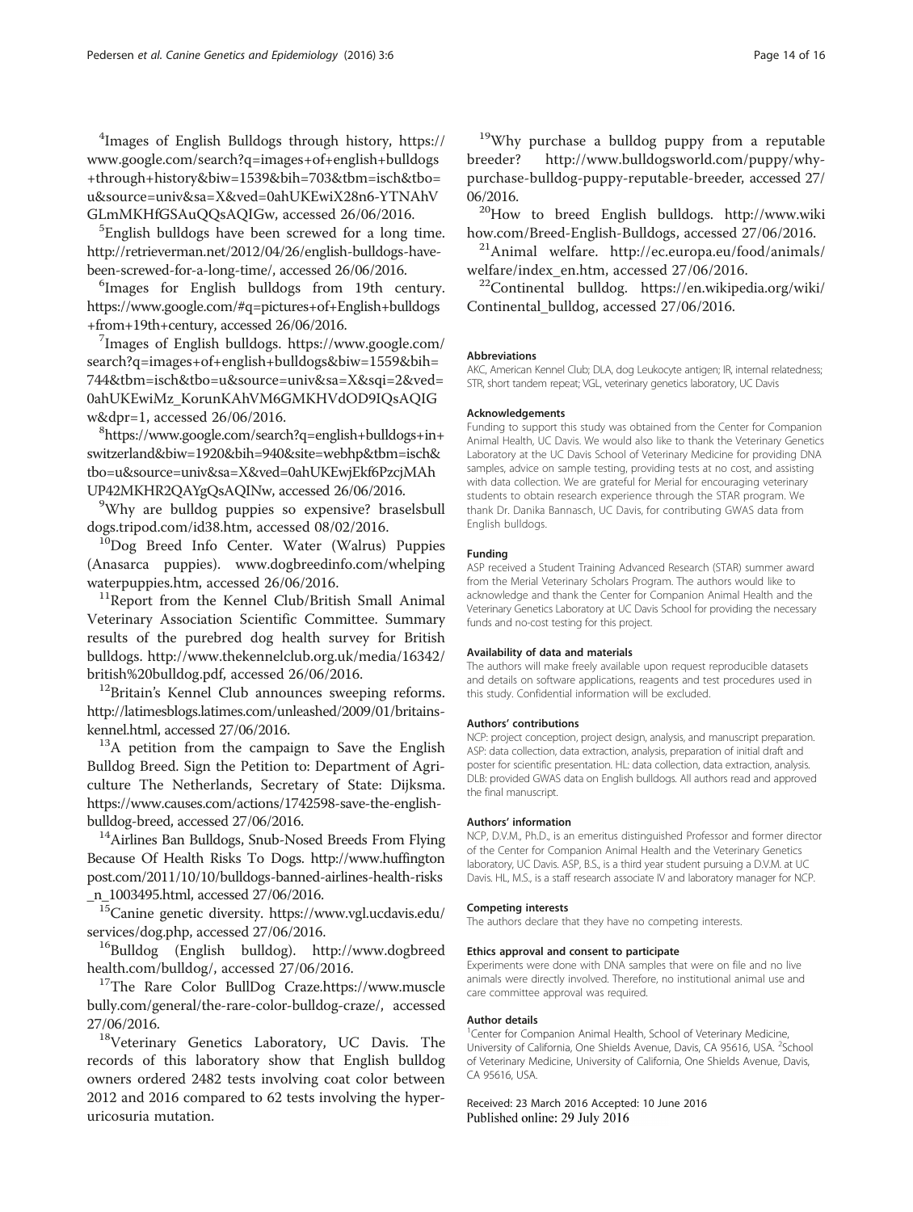[4]Images of English Bulldogs through history, https://www.google.com/search?q=images+of+english+bulldogs+through+history&biw=1539&bih=703&tbm=isch&tbo=u&source=univ&sa=X&ved=0ahUKEwiX28n6-YTNAhVGLmMKHfGSAuQQsAQIGw, accessed 26/06/2016.

[5]English bulldogs have been screwed for a long time. http://retrieverman.net/2012/04/26/english-bulldogs-have-been-screwed-for-a-long-time/, accessed 26/06/2016.

[6]Images for English bulldogs from 19th century. https://www.google.com/#q=pictures+of+English+bulldogs+from+19th+century, accessed 26/06/2016.

[7]Images of English bulldogs. https://www.google.com/search?q=images+of+english+bulldogs&biw=1559&bih=744&tbm=isch&tbo=u&source=univ&sa=X&sqi=2&ved=0ahUKEwiMz_KorunKAhVM6GMKHVdOD9IQsAQIGw&dpr=1, accessed 26/06/2016.

[8]https://www.google.com/search?q=english+bulldogs+in+switzerland&biw=1920&bih=940&site=webhp&tbm=isch&tbo=u&source=univ&sa=X&ved=0ahUKEwjEkf6PzcjMAhUP42MKHR2QAYgQsAQINw, accessed 26/06/2016.

[9]Why are bulldog puppies so expensive? braselsbulldogs.tripod.com/id38.htm, accessed 08/02/2016.

[10]Dog Breed Info Center. Water (Walrus) Puppies (Anasarca puppies). www.dogbreedinfo.com/whelpingwaterpuppies.htm, accessed 26/06/2016.

[11]Report from the Kennel Club/British Small Animal Veterinary Association Scientific Committee. Summary results of the purebred dog health survey for British bulldogs. http://www.thekennelclub.org.uk/media/16342/british%20bulldog.pdf, accessed 26/06/2016.

[12]Britain's Kennel Club announces sweeping reforms. http://latimesblogs.latimes.com/unleashed/2009/01/britains-kennel.html, accessed 27/06/2016.

[13]A petition from the campaign to Save the English Bulldog Breed. Sign the Petition to: Department of Agriculture The Netherlands, Secretary of State: Dijksma. https://www.causes.com/actions/1742598-save-the-english-bulldog-breed, accessed 27/06/2016.

[14]Airlines Ban Bulldogs, Snub-Nosed Breeds From Flying Because Of Health Risks To Dogs. http://www.huffingtonpost.com/2011/10/10/bulldogs-banned-airlines-health-risks_n_1003495.html, accessed 27/06/2016.

[15]Canine genetic diversity. https://www.vgl.ucdavis.edu/services/dog.php, accessed 27/06/2016.

[16]Bulldog (English bulldog). http://www.dogbreedhealth.com/bulldog/, accessed 27/06/2016.

[17]The Rare Color BullDog Craze.https://www.musclebully.com/general/the-rare-color-bulldog-craze/, accessed 27/06/2016.

[18]Veterinary Genetics Laboratory, UC Davis. The records of this laboratory show that English bulldog owners ordered 2482 tests involving coat color between 2012 and 2016 compared to 62 tests involving the hyperuricosuria mutation.

[19]Why purchase a bulldog puppy from a reputable breeder? http://www.bulldogsworld.com/puppy/why-purchase-bulldog-puppy-reputable-breeder, accessed 27/06/2016.

[20]How to breed English bulldogs. http://www.wikihow.com/Breed-English-Bulldogs, accessed 27/06/2016.

[21]Animal welfare. http://ec.europa.eu/food/animals/welfare/index_en.htm, accessed 27/06/2016.

[22]Continental bulldog. https://en.wikipedia.org/wiki/Continental_bulldog, accessed 27/06/2016.

#### Abbreviations

AKC, American Kennel Club; DLA, dog Leukocyte antigen; IR, internal relatedness; STR, short tandem repeat; VGL, veterinary genetics laboratory, UC Davis

#### Acknowledgements

Funding to support this study was obtained from the Center for Companion Animal Health, UC Davis. We would also like to thank the Veterinary Genetics Laboratory at the UC Davis School of Veterinary Medicine for providing DNA samples, advice on sample testing, providing tests at no cost, and assisting with data collection. We are grateful for Merial for encouraging veterinary students to obtain research experience through the STAR program. We thank Dr. Danika Bannasch, UC Davis, for contributing GWAS data from English bulldogs.

#### Funding

ASP received a Student Training Advanced Research (STAR) summer award from the Merial Veterinary Scholars Program. The authors would like to acknowledge and thank the Center for Companion Animal Health and the Veterinary Genetics Laboratory at UC Davis School for providing the necessary funds and no-cost testing for this project.

#### Availability of data and materials

The authors will make freely available upon request reproducible datasets and details on software applications, reagents and test procedures used in this study. Confidential information will be excluded.

#### Authors' contributions

NCP: project conception, project design, analysis, and manuscript preparation. ASP: data collection, data extraction, analysis, preparation of initial draft and poster for scientific presentation. HL: data collection, data extraction, analysis. DLB: provided GWAS data on English bulldogs. All authors read and approved the final manuscript.

#### Authors' information

NCP, D.V.M., Ph.D., is an emeritus distinguished Professor and former director of the Center for Companion Animal Health and the Veterinary Genetics laboratory, UC Davis. ASP, B.S., is a third year student pursuing a D.V.M. at UC Davis. HL, M.S., is a staff research associate IV and laboratory manager for NCP.

#### Competing interests

The authors declare that they have no competing interests.

#### Ethics approval and consent to participate

Experiments were done with DNA samples that were on file and no live animals were directly involved. Therefore, no institutional animal use and care committee approval was required.

#### Author details

[1]Center for Companion Animal Health, School of Veterinary Medicine, University of California, One Shields Avenue, Davis, CA 95616, USA. [2]School of Veterinary Medicine, University of California, One Shields Avenue, Davis, CA 95616, USA.

Received: 23 March 2016 Accepted: 10 June 2016
Published online: 29 July 2016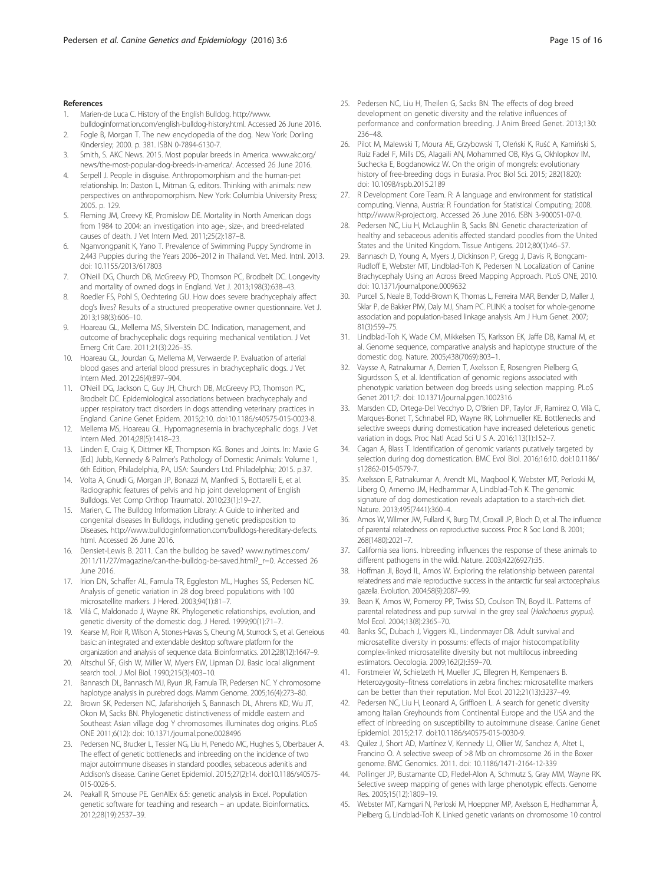## References

1. Marien-de Luca C. History of the English Bulldog. http://www.bulldoginformation.com/english-bulldog-history.html. Accessed 26 June 2016.
2. Fogle B, Morgan T. The new encyclopedia of the dog. New York: Dorling Kindersley; 2000. p. 381. ISBN 0-7894-6130-7.
3. Smith, S. AKC News. 2015. Most popular breeds in America. www.akc.org/news/the-most-popular-dog-breeds-in-america/. Accessed 26 June 2016.
4. Serpell J. People in disguise. Anthropomorphism and the human-pet relationship. In: Daston L, Mitman G, editors. Thinking with animals: new perspectives on anthropomorphism. New York: Columbia University Press; 2005. p. 129.
5. Fleming JM, Creevy KE, Promislow DE. Mortality in North American dogs from 1984 to 2004: an investigation into age-, size-, and breed-related causes of death. J Vet Intern Med. 2011;25(2):187–8.
6. Nganvongpanit K, Yano T. Prevalence of Swimming Puppy Syndrome in 2,443 Puppies during the Years 2006–2012 in Thailand. Vet. Med. Intnl. 2013. doi: 10.1155/2013/617803
7. O'Neill DG, Church DB, McGreevy PD, Thomson PC, Brodbelt DC. Longevity and mortality of owned dogs in England. Vet J. 2013;198(3):638–43.
8. Roedler FS, Pohl S, Oechtering GU. How does severe brachycephaly affect dog's lives? Results of a structured preoperative owner questionnaire. Vet J. 2013;198(3):606–10.
9. Hoareau GL, Mellema MS, Silverstein DC. Indication, management, and outcome of brachycephalic dogs requiring mechanical ventilation. J Vet Emerg Crit Care. 2011;21(3):226–35.
10. Hoareau GL, Jourdan G, Mellema M, Verwaerde P. Evaluation of arterial blood gases and arterial blood pressures in brachycephalic dogs. J Vet Intern Med. 2012;26(4):897–904.
11. O'Neill DG, Jackson C, Guy JH, Church DB, McGreevy PD, Thomson PC, Brodbelt DC. Epidemiological associations between brachycephaly and upper respiratory tract disorders in dogs attending veterinary practices in England. Canine Genet Epidem. 2015;2:10. doi:10.1186/s40575-015-0023-8.
12. Mellema MS, Hoareau GL. Hypomagnesemia in brachycephalic dogs. J Vet Intern Med. 2014;28(5):1418–23.
13. Linden E, Craig K, Dittmer KE, Thompson KG. Bones and Joints. In: Maxie G (Ed.) Jubb, Kennedy & Palmer's Pathology of Domestic Animals: Volume 1, 6th Edition, Philadelphia, PA, USA: Saunders Ltd. Philadelphia; 2015. p.37.
14. Volta A, Gnudi G, Morgan JP, Bonazzi M, Manfredi S, Bottarelli E, et al. Radiographic features of pelvis and hip joint development of English Bulldogs. Vet Comp Orthop Traumatol. 2010;23(1):19–27.
15. Marien, C. The Bulldog Information Library: A Guide to inherited and congenital diseases In Bulldogs, including genetic predisposition to Diseases. http://www.bulldoginformation.com/bulldogs-hereditary-defects.html. Accessed 26 June 2016.
16. Densiet-Lewis B. 2011. Can the bulldog be saved? www.nytimes.com/2011/11/27/magazine/can-the-bulldog-be-saved.html?_r=0. Accessed 26 June 2016.
17. Irion DN, Schaffer AL, Famula TR, Eggleston ML, Hughes SS, Pedersen NC. Analysis of genetic variation in 28 dog breed populations with 100 microsatellite markers. J Hered. 2003;94(1):81–7.
18. Vilá C, Maldonado J, Wayne RK. Phylogenetic relationships, evolution, and genetic diversity of the domestic dog. J Hered. 1999;90(1):71–7.
19. Kearse M, Roir R, Wilson A, Stones-Havas S, Cheung M, Sturrock S, et al. Geneious basic: an integrated and extendable desktop software platform for the organization and analysis of sequence data. Bioinformatics. 2012;28(12):1647–9.
20. Altschul SF, Gish W, Miller W, Myers EW, Lipman DJ. Basic local alignment search tool. J Mol Biol. 1990;215(3):403–10.
21. Bannasch DL, Bannasch MJ, Ryun JR, Famula TR, Pedersen NC. Y chromosome haplotype analysis in purebred dogs. Mamm Genome. 2005;16(4):273–80.
22. Brown SK, Pedersen NC, Jafarishorijeh S, Bannasch DL, Ahrens KD, Wu JT, Okon M, Sacks BN. Phylogenetic distinctiveness of middle eastern and Southeast Asian village dog Y chromosomes illuminates dog origins. PLoS ONE 2011;6(12): doi: 10.1371/journal.pone.0028496
23. Pedersen NC, Brucker L, Tessier NG, Liu H, Penedo MC, Hughes S, Oberbauer A. The effect of genetic bottlenecks and inbreeding on the incidence of two major autoimmune diseases in standard poodles, sebaceous adenitis and Addison's disease. Canine Genet Epidemiol. 2015;27(2):14. doi:10.1186/s40575-015-0026-5.
24. Peakall R, Smouse PE. GenAlEx 6.5: genetic analysis in Excel. Population genetic software for teaching and research – an update. Bioinformatics. 2012;28(19):2537–39.
25. Pedersen NC, Liu H, Theilen G, Sacks BN. The effects of dog breed development on genetic diversity and the relative influences of performance and conformation breeding. J Anim Breed Genet. 2013;130:236–48.
26. Pilot M, Malewski T, Moura AE, Grzybowski T, Oleński K, Ruść A, Kamiński S, Ruiz Fadel F, Mills DS, Alagaili AN, Mohammed OB, Kłys G, Okhlopkov IM, Suchecka E, Bogdanowicz W. On the origin of mongrels: evolutionary history of free-breeding dogs in Eurasia. Proc Biol Sci. 2015; 282(1820): doi: 10.1098/rspb.2015.2189
27. R Development Core Team. R: A language and environment for statistical computing. Vienna, Austria: R Foundation for Statistical Computing; 2008. http://www.R-project.org. Accessed 26 June 2016. ISBN 3-900051-07-0.
28. Pedersen NC, Liu H, McLaughlin B, Sacks BN. Genetic characterization of healthy and sebaceous adenitis affected standard poodles from the United States and the United Kingdom. Tissue Antigens. 2012;80(1):46–57.
29. Bannasch D, Young A, Myers J, Dickinson P, Gregg J, Davis R, Bongcam-Rudloff E, Webster MT, Lindblad-Toh K, Pedersen N. Localization of Canine Brachycephaly Using an Across Breed Mapping Approach. PLoS ONE, 2010. doi: 10.1371/journal.pone.0009632
30. Purcell S, Neale B, Todd-Brown K, Thomas L, Ferreira MAR, Bender D, Maller J, Sklar P, de Bakker PIW, Daly MJ, Sham PC. PLINK: a toolset for whole-genome association and population-based linkage analysis. Am J Hum Genet. 2007; 81(3):559–75.
31. Lindblad-Toh K, Wade CM, Mikkelsen TS, Karlsson EK, Jaffe DB, Kamal M, et al. Genome sequence, comparative analysis and haplotype structure of the domestic dog. Nature. 2005;438(7069):803–1.
32. Vaysse A, Ratnakumar A, Derrien T, Axelsson E, Rosengren Pielberg G, Sigurdsson S, et al. Identification of genomic regions associated with phenotypic variation between dog breeds using selection mapping. PLoS Genet 2011;7: doi: 10.1371/journal.pgen.1002316
33. Marsden CD, Ortega-Del Vecchyo D, O'Brien DP, Taylor JF, Ramirez O, Vilà C, Marques-Bonet T, Schnabel RD, Wayne RK, Lohmueller KE. Bottlenecks and selective sweeps during domestication have increased deleterious genetic variation in dogs. Proc Natl Acad Sci U S A. 2016;113(1):152–7.
34. Cagan A, Blass T. Identification of genomic variants putatively targeted by selection during dog domestication. BMC Evol Biol. 2016;16:10. doi:10.1186/s12862-015-0579-7.
35. Axelsson E, Ratnakumar A, Arendt ML, Maqbool K, Webster MT, Perloski M, Liberg O, Arnemo JM, Hedhammar A, Lindblad-Toh K. The genomic signature of dog domestication reveals adaptation to a starch-rich diet. Nature. 2013;495(7441):360–4.
36. Amos W, Wilmer JW, Fullard K, Burg TM, Croxall JP, Bloch D, et al. The influence of parental relatedness on reproductive success. Proc R Soc Lond B. 2001; 268(1480):2021–7.
37. California sea lions. Inbreeding influences the response of these animals to different pathogens in the wild. Nature. 2003;422(6927):35.
38. Hoffman JI, Boyd IL, Amos W. Exploring the relationship between parental relatedness and male reproductive success in the antarctic fur seal arctocephalus gazella. Evolution. 2004;58(9):2087–99.
39. Bean K, Amos W, Pomeroy PP, Twiss SD, Coulson TN, Boyd IL. Patterns of parental relatedness and pup survival in the grey seal (*Halichoerus grypus*). Mol Ecol. 2004;13(8):2365–70.
40. Banks SC, Dubach J, Viggers KL, Lindenmayer DB. Adult survival and microsatellite diversity in possums: effects of major histocompatibility complex-linked microsatellite diversity but not multilocus inbreeding estimators. Oecologia. 2009;162(2):359–70.
41. Forstmeier W, Schielzeth H, Mueller JC, Ellegren H, Kempenaers B. Heterozygosity–fitness correlations in zebra finches: microsatellite markers can be better than their reputation. Mol Ecol. 2012;21(13):3237–49.
42. Pedersen NC, Liu H, Leonard A, Griffioen L. A search for genetic diversity among Italian Greyhounds from Continental Europe and the USA and the effect of inbreeding on susceptibility to autoimmune disease. Canine Genet Epidemiol. 2015;2:17. doi:10.1186/s40575-015-0030-9.
43. Quilez J, Short AD, Martínez V, Kennedy LJ, Ollier W, Sanchez A, Altet L, Francino O. A selective sweep of >8 Mb on chromosome 26 in the Boxer genome. BMC Genomics. 2011. doi: 10.1186/1471-2164-12-339
44. Pollinger JP, Bustamante CD, Fledel-Alon A, Schmutz S, Gray MM, Wayne RK. Selective sweep mapping of genes with large phenotypic effects. Genome Res. 2005;15(12):1809–19.
45. Webster MT, Kamgari N, Perloski M, Hoeppner MP, Axelsson E, Hedhammar Å, Pielberg G, Lindblad-Toh K. Linked genetic variants on chromosome 10 control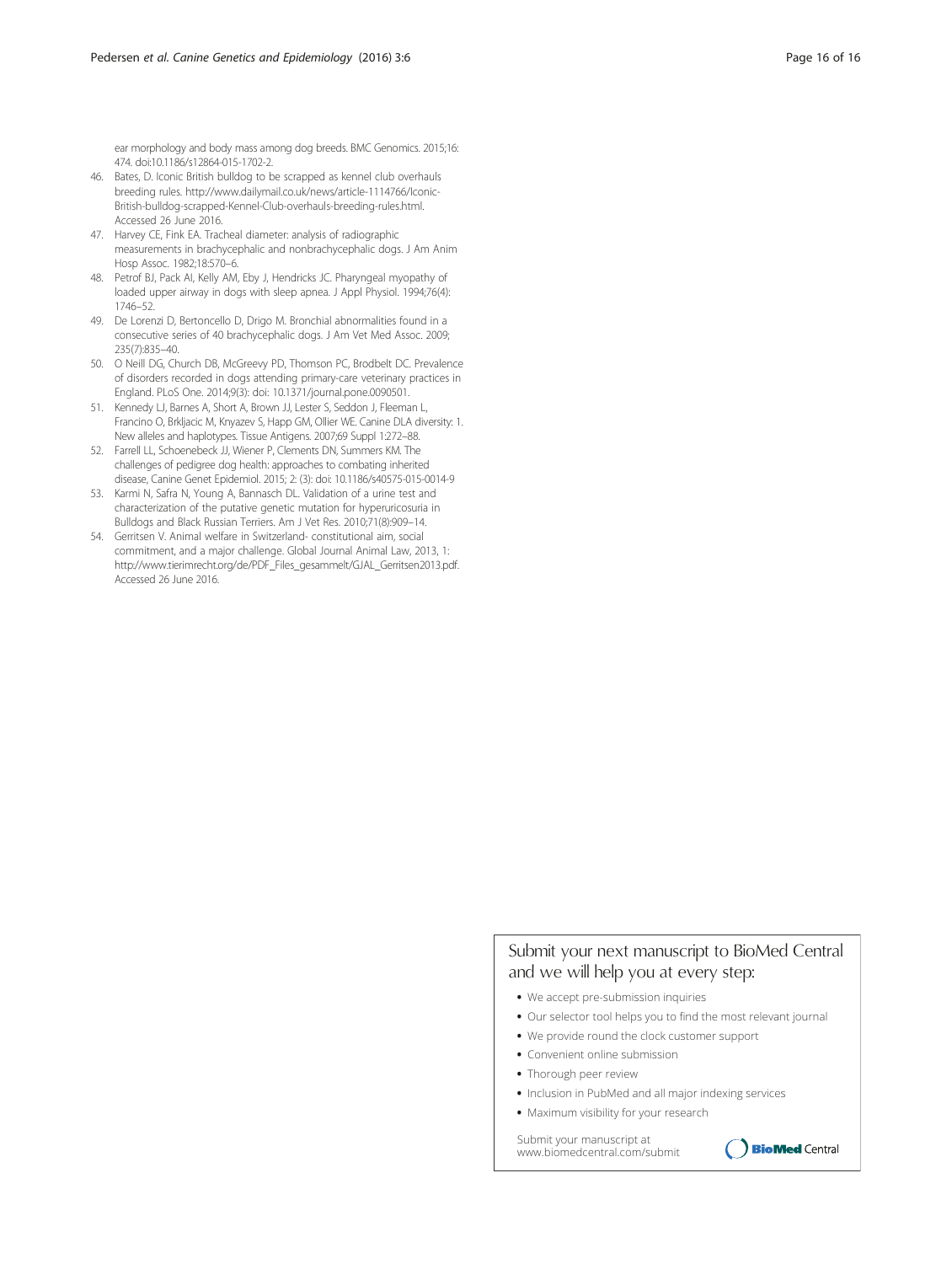ear morphology and body mass among dog breeds. BMC Genomics. 2015;16: 474. doi:10.1186/s12864-015-1702-2.

46. Bates, D. Iconic British bulldog to be scrapped as kennel club overhauls breeding rules. http://www.dailymail.co.uk/news/article-1114766/Iconic-British-bulldog-scrapped-Kennel-Club-overhauls-breeding-rules.html. Accessed 26 June 2016.
47. Harvey CE, Fink EA. Tracheal diameter: analysis of radiographic measurements in brachycephalic and nonbrachycephalic dogs. J Am Anim Hosp Assoc. 1982;18:570–6.
48. Petrof BJ, Pack AI, Kelly AM, Eby J, Hendricks JC. Pharyngeal myopathy of loaded upper airway in dogs with sleep apnea. J Appl Physiol. 1994;76(4): 1746–52.
49. De Lorenzi D, Bertoncello D, Drigo M. Bronchial abnormalities found in a consecutive series of 40 brachycephalic dogs. J Am Vet Med Assoc. 2009; 235(7):835–40.
50. O Neill DG, Church DB, McGreevy PD, Thomson PC, Brodbelt DC. Prevalence of disorders recorded in dogs attending primary-care veterinary practices in England. PLoS One. 2014;9(3): doi: 10.1371/journal.pone.0090501.
51. Kennedy LJ, Barnes A, Short A, Brown JJ, Lester S, Seddon J, Fleeman L, Francino O, Brkljacic M, Knyazev S, Happ GM, Ollier WE. Canine DLA diversity: 1. New alleles and haplotypes. Tissue Antigens. 2007;69 Suppl 1:272–88.
52. Farrell LL, Schoenebeck JJ, Wiener P, Clements DN, Summers KM. The challenges of pedigree dog health: approaches to combating inherited disease, Canine Genet Epidemiol. 2015; 2: (3): doi: 10.1186/s40575-015-0014-9
53. Karmi N, Safra N, Young A, Bannasch DL. Validation of a urine test and characterization of the putative genetic mutation for hyperuricosuria in Bulldogs and Black Russian Terriers. Am J Vet Res. 2010;71(8):909–14.
54. Gerritsen V. Animal welfare in Switzerland- constitutional aim, social commitment, and a major challenge. Global Journal Animal Law, 2013, 1: http://www.tierimrecht.org/de/PDF_Files_gesammelt/GJAL_Gerritsen2013.pdf. Accessed 26 June 2016.

Submit your next manuscript to BioMed Central and we will help you at every step:

- We accept pre-submission inquiries
- Our selector tool helps you to find the most relevant journal
- We provide round the clock customer support
- Convenient online submission
- Thorough peer review
- Inclusion in PubMed and all major indexing services
- Maximum visibility for your research

Submit your manuscript at
www.biomedcentral.com/submit

BioMed Central